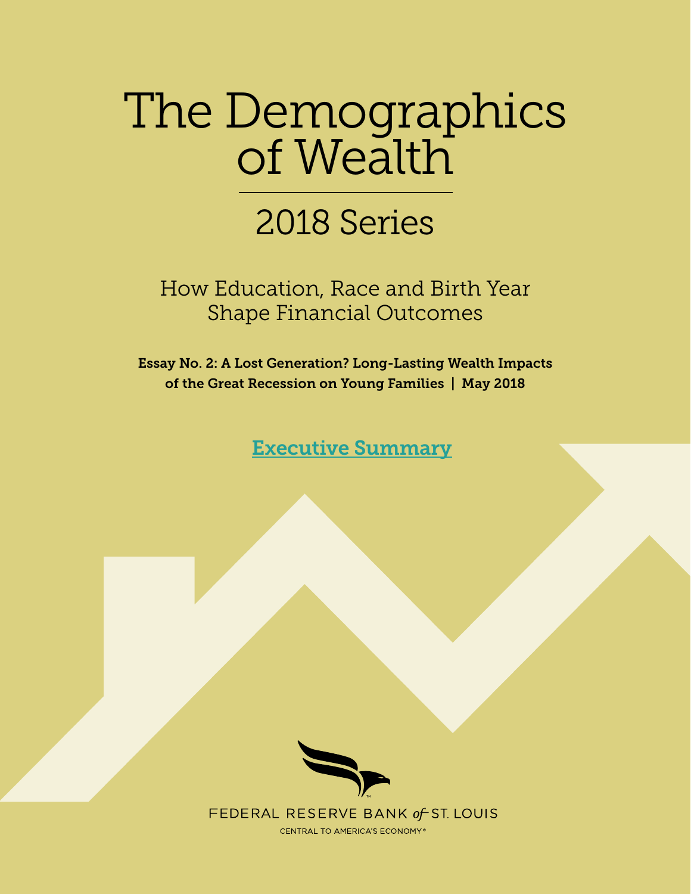# The Demographics of Wealth

## 2018 Series

How Education, Race and Birth Year Shape Financial Outcomes

**Essay No. 2: A Lost Generation? Long-Lasting Wealth Impacts of the Great Recession on Young Families | May 2018**

[Executive Summary]

FEDERAL RESERVE BANK *of* ST. LOUIS

CENTRAL TO AMERICA'S ECONOMY®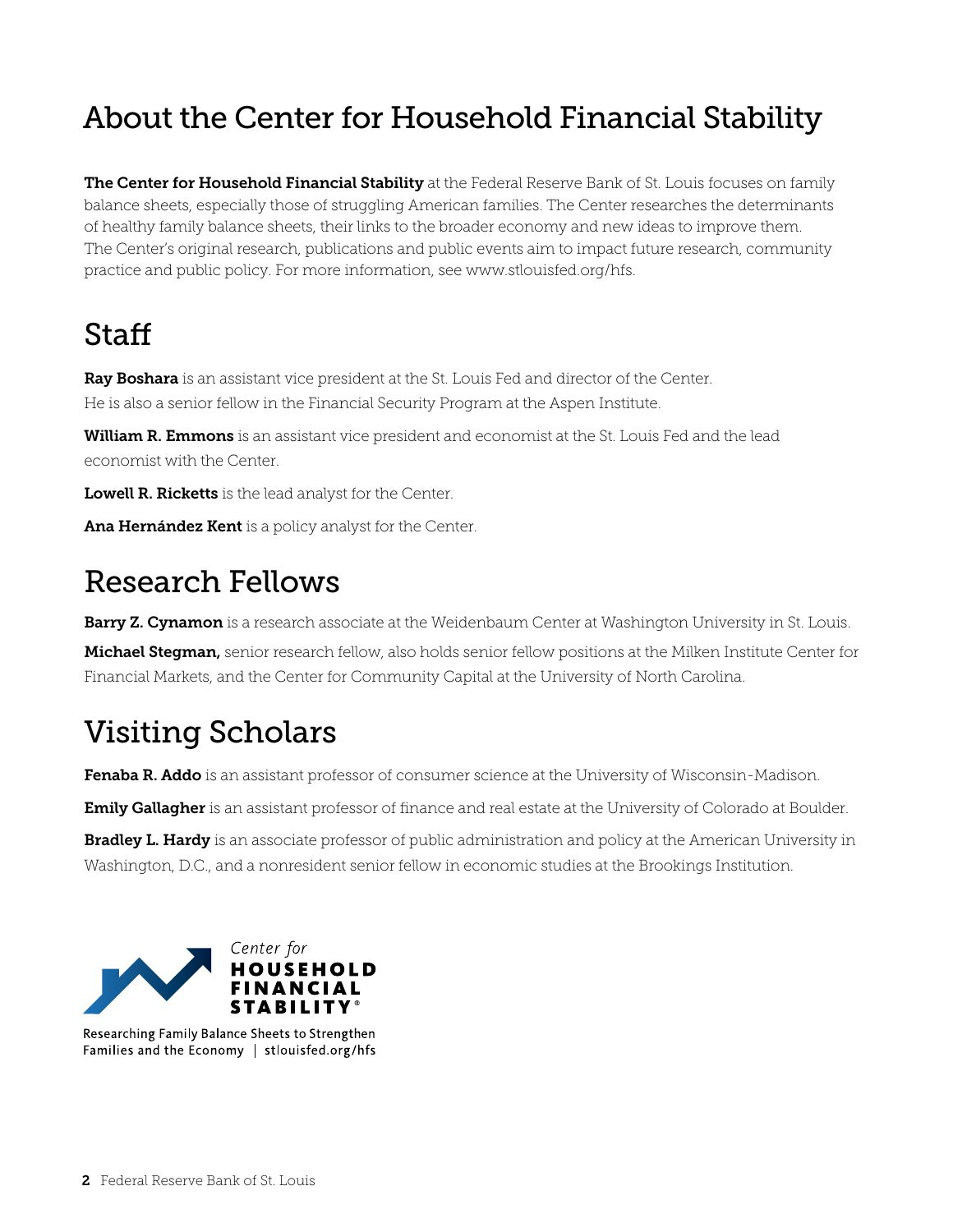# About the Center for Household Financial Stability

**The Center for Household Financial Stability** at the Federal Reserve Bank of St. Louis focuses on family balance sheets, especially those of struggling American families. The Center researches the determinants of healthy family balance sheets, their links to the broader economy and new ideas to improve them. The Center's original research, publications and public events aim to impact future research, community practice and public policy. For more information, see www.stlouisfed.org/hfs.

## Staff

**Ray Boshara** is an assistant vice president at the St. Louis Fed and director of the Center. He is also a senior fellow in the Financial Security Program at the Aspen Institute.

**William R. Emmons** is an assistant vice president and economist at the St. Louis Fed and the lead economist with the Center.

**Lowell R. Ricketts** is the lead analyst for the Center.

**Ana Hernández Kent** is a policy analyst for the Center.

## Research Fellows

**Barry Z. Cynamon** is a research associate at the Weidenbaum Center at Washington University in St. Louis.

**Michael Stegman,** senior research fellow, also holds senior fellow positions at the Milken Institute Center for Financial Markets, and the Center for Community Capital at the University of North Carolina.

## Visiting Scholars

**Fenaba R. Addo** is an assistant professor of consumer science at the University of Wisconsin-Madison.

**Emily Gallagher** is an assistant professor of finance and real estate at the University of Colorado at Boulder.

**Bradley L. Hardy** is an associate professor of public administration and policy at the American University in Washington, D.C., and a nonresident senior fellow in economic studies at the Brookings Institution.

Center for HOUSEHOLD FINANCIAL STABILITY®

Researching Family Balance Sheets to Strengthen Families and the Economy | stlouisfed.org/hfs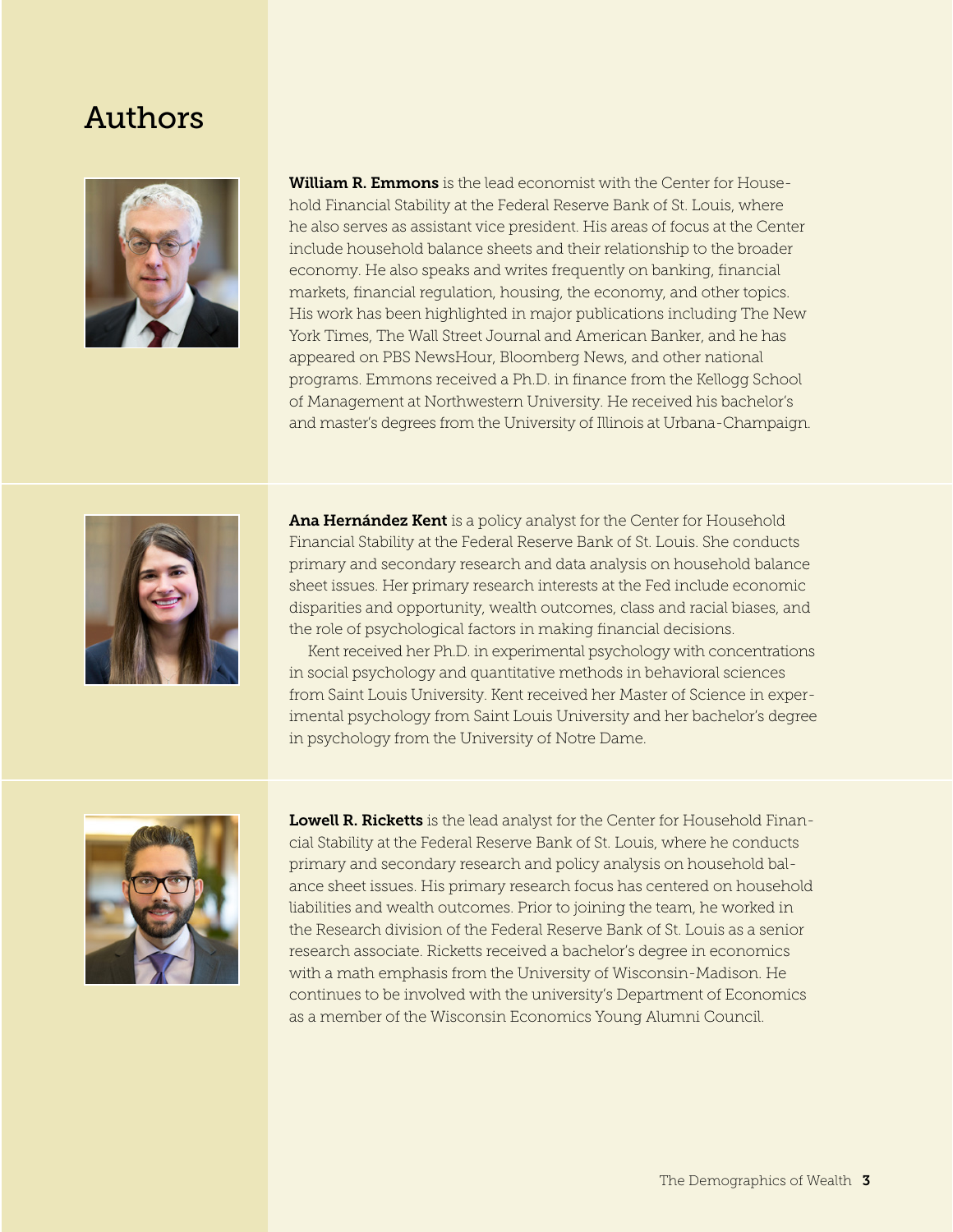# Authors

**William R. Emmons** is the lead economist with the Center for Household Financial Stability at the Federal Reserve Bank of St. Louis, where he also serves as assistant vice president. His areas of focus at the Center include household balance sheets and their relationship to the broader economy. He also speaks and writes frequently on banking, financial markets, financial regulation, housing, the economy, and other topics. His work has been highlighted in major publications including The New York Times, The Wall Street Journal and American Banker, and he has appeared on PBS NewsHour, Bloomberg News, and other national programs. Emmons received a Ph.D. in finance from the Kellogg School of Management at Northwestern University. He received his bachelor's and master's degrees from the University of Illinois at Urbana-Champaign.

**Ana Hernández Kent** is a policy analyst for the Center for Household Financial Stability at the Federal Reserve Bank of St. Louis. She conducts primary and secondary research and data analysis on household balance sheet issues. Her primary research interests at the Fed include economic disparities and opportunity, wealth outcomes, class and racial biases, and the role of psychological factors in making financial decisions.

Kent received her Ph.D. in experimental psychology with concentrations in social psychology and quantitative methods in behavioral sciences from Saint Louis University. Kent received her Master of Science in experimental psychology from Saint Louis University and her bachelor's degree in psychology from the University of Notre Dame.

**Lowell R. Ricketts** is the lead analyst for the Center for Household Financial Stability at the Federal Reserve Bank of St. Louis, where he conducts primary and secondary research and policy analysis on household balance sheet issues. His primary research focus has centered on household liabilities and wealth outcomes. Prior to joining the team, he worked in the Research division of the Federal Reserve Bank of St. Louis as a senior research associate. Ricketts received a bachelor's degree in economics with a math emphasis from the University of Wisconsin-Madison. He continues to be involved with the university's Department of Economics as a member of the Wisconsin Economics Young Alumni Council.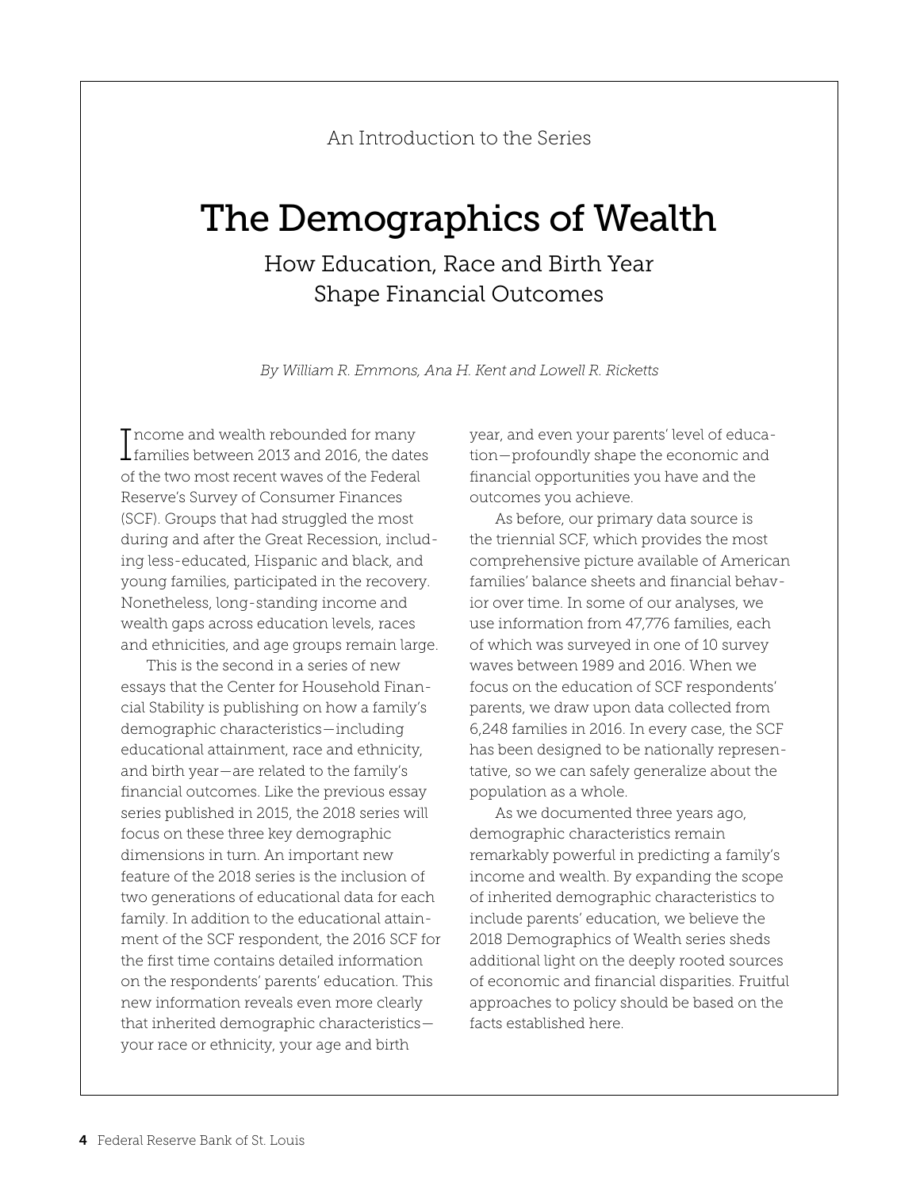An Introduction to the Series

# The Demographics of Wealth

## How Education, Race and Birth Year Shape Financial Outcomes

*By William R. Emmons, Ana H. Kent and Lowell R. Ricketts*

Income and wealth rebounded for many families between 2013 and 2016, the dates of the two most recent waves of the Federal Reserve's Survey of Consumer Finances (SCF). Groups that had struggled the most during and after the Great Recession, including less-educated, Hispanic and black, and young families, participated in the recovery. Nonetheless, long-standing income and wealth gaps across education levels, races and ethnicities, and age groups remain large.

This is the second in a series of new essays that the Center for Household Financial Stability is publishing on how a family's demographic characteristics—including educational attainment, race and ethnicity, and birth year—are related to the family's financial outcomes. Like the previous essay series published in 2015, the 2018 series will focus on these three key demographic dimensions in turn. An important new feature of the 2018 series is the inclusion of two generations of educational data for each family. In addition to the educational attainment of the SCF respondent, the 2016 SCF for the first time contains detailed information on the respondents' parents' education. This new information reveals even more clearly that inherited demographic characteristics—your race or ethnicity, your age and birth year, and even your parents' level of education—profoundly shape the economic and financial opportunities you have and the outcomes you achieve.

As before, our primary data source is the triennial SCF, which provides the most comprehensive picture available of American families' balance sheets and financial behavior over time. In some of our analyses, we use information from 47,776 families, each of which was surveyed in one of 10 survey waves between 1989 and 2016. When we focus on the education of SCF respondents' parents, we draw upon data collected from 6,248 families in 2016. In every case, the SCF has been designed to be nationally representative, so we can safely generalize about the population as a whole.

As we documented three years ago, demographic characteristics remain remarkably powerful in predicting a family's income and wealth. By expanding the scope of inherited demographic characteristics to include parents' education, we believe the 2018 Demographics of Wealth series sheds additional light on the deeply rooted sources of economic and financial disparities. Fruitful approaches to policy should be based on the facts established here.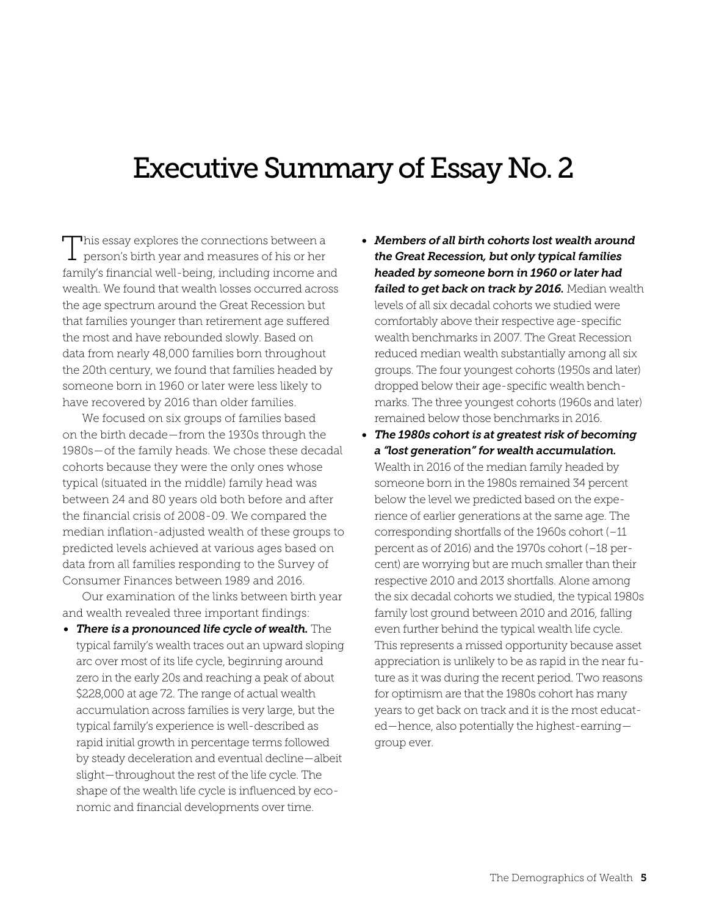# Executive Summary of Essay No. 2

This essay explores the connections between a person's birth year and measures of his or her family's financial well-being, including income and wealth. We found that wealth losses occurred across the age spectrum around the Great Recession but that families younger than retirement age suffered the most and have rebounded slowly. Based on data from nearly 48,000 families born throughout the 20th century, we found that families headed by someone born in 1960 or later were less likely to have recovered by 2016 than older families.

We focused on six groups of families based on the birth decade—from the 1930s through the 1980s—of the family heads. We chose these decadal cohorts because they were the only ones whose typical (situated in the middle) family head was between 24 and 80 years old both before and after the financial crisis of 2008-09. We compared the median inflation-adjusted wealth of these groups to predicted levels achieved at various ages based on data from all families responding to the Survey of Consumer Finances between 1989 and 2016.

Our examination of the links between birth year and wealth revealed three important findings:

- ***There is a pronounced life cycle of wealth.*** The typical family's wealth traces out an upward sloping arc over most of its life cycle, beginning around zero in the early 20s and reaching a peak of about $228,000 at age 72. The range of actual wealth accumulation across families is very large, but the typical family's experience is well-described as rapid initial growth in percentage terms followed by steady deceleration and eventual decline—albeit slight—throughout the rest of the life cycle. The shape of the wealth life cycle is influenced by economic and financial developments over time.
- ***Members of all birth cohorts lost wealth around the Great Recession, but only typical families headed by someone born in 1960 or later had failed to get back on track by 2016.*** Median wealth levels of all six decadal cohorts we studied were comfortably above their respective age-specific wealth benchmarks in 2007. The Great Recession reduced median wealth substantially among all six groups. The four youngest cohorts (1950s and later) dropped below their age-specific wealth benchmarks. The three youngest cohorts (1960s and later) remained below those benchmarks in 2016.
- ***The 1980s cohort is at greatest risk of becoming a "lost generation" for wealth accumulation.*** Wealth in 2016 of the median family headed by someone born in the 1980s remained 34 percent below the level we predicted based on the experience of earlier generations at the same age. The corresponding shortfalls of the 1960s cohort (–11 percent as of 2016) and the 1970s cohort (–18 percent) are worrying but are much smaller than their respective 2010 and 2013 shortfalls. Alone among the six decadal cohorts we studied, the typical 1980s family lost ground between 2010 and 2016, falling even further behind the typical wealth life cycle. This represents a missed opportunity because asset appreciation is unlikely to be as rapid in the near future as it was during the recent period. Two reasons for optimism are that the 1980s cohort has many years to get back on track and it is the most educated—hence, also potentially the highest-earning—group ever.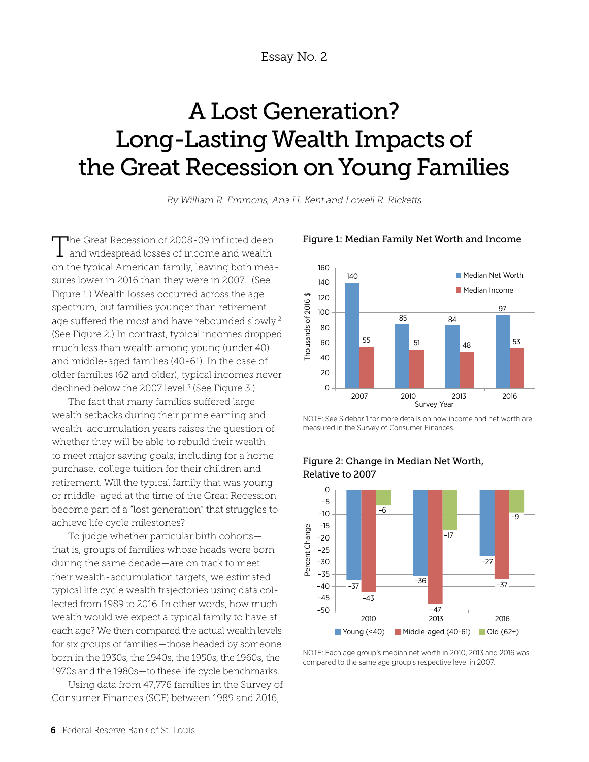Essay No. 2

# A Lost Generation? Long-Lasting Wealth Impacts of the Great Recession on Young Families

*By William R. Emmons, Ana H. Kent and Lowell R. Ricketts*

The Great Recession of 2008-09 inflicted deep and widespread losses of income and wealth on the typical American family, leaving both measures lower in 2016 than they were in 2007.[1] (See Figure 1.) Wealth losses occurred across the age spectrum, but families younger than retirement age suffered the most and have rebounded slowly.[2] (See Figure 2.) In contrast, typical incomes dropped much less than wealth among young (under 40) and middle-aged families (40-61). In the case of older families (62 and older), typical incomes never declined below the 2007 level.[3] (See Figure 3.)

The fact that many families suffered large wealth setbacks during their prime earning and wealth-accumulation years raises the question of whether they will be able to rebuild their wealth to meet major saving goals, including for a home purchase, college tuition for their children and retirement. Will the typical family that was young or middle-aged at the time of the Great Recession become part of a "lost generation" that struggles to achieve life cycle milestones?

To judge whether particular birth cohorts—that is, groups of families whose heads were born during the same decade—are on track to meet their wealth-accumulation targets, we estimated typical life cycle wealth trajectories using data collected from 1989 to 2016. In other words, how much wealth would we expect a typical family to have at each age? We then compared the actual wealth levels for six groups of families—those headed by someone born in the 1930s, the 1940s, the 1950s, the 1960s, the 1970s and the 1980s—to these life cycle benchmarks.

Using data from 47,776 families in the Survey of Consumer Finances (SCF) between 1989 and 2016,

**Figure 1: Median Family Net Worth and Income**

| Survey Year | Median Net Worth (Thousands of 2016 $) | Median Income (Thousands of 2016 $) |
|---|---|---|
| 2007 | 140 | 55 |
| 2010 | 85 | 51 |
| 2013 | 84 | 48 |
| 2016 | 97 | 53 |

NOTE: See Sidebar 1 for more details on how income and net worth are measured in the Survey of Consumer Finances.

**Figure 2: Change in Median Net Worth, Relative to 2007**

| Year | Young (<40) | Middle-aged (40-61) | Old (62+) |
|---|---|---|---|
| 2010 | −37 | −43 | −6 |
| 2013 | −36 | −47 | −17 |
| 2016 | −27 | −37 | −9 |

NOTE: Each age group's median net worth in 2010, 2013 and 2016 was compared to the same age group's respective level in 2007.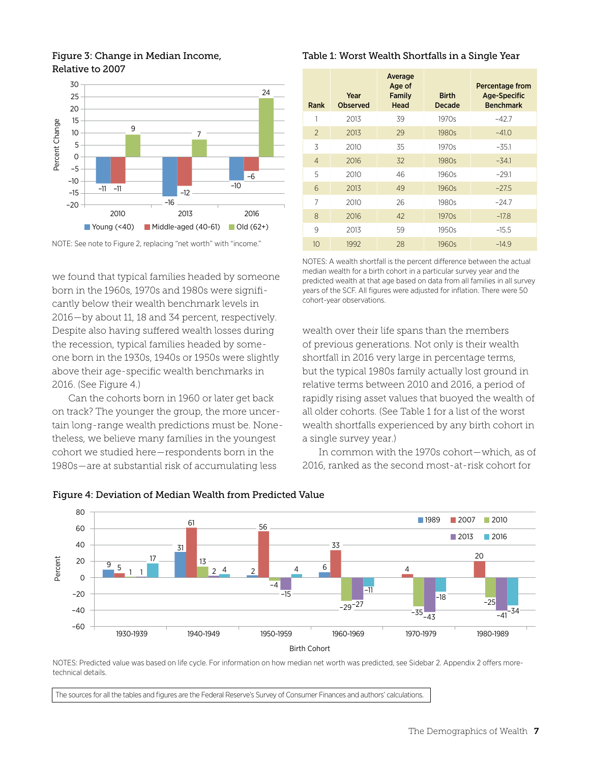### Figure 3: Change in Median Income, Relative to 2007

| | Young (<40) | Middle-aged (40-61) | Old (62+) |
|---|---|---|---|
| 2010 | −11 | −11 | 9 |
| 2013 | −16 | −12 | 7 |
| 2016 | −10 | −6 | 24 |

NOTE: See note to Figure 2, replacing "net worth" with "income."

### Table 1: Worst Wealth Shortfalls in a Single Year

| Rank | Year Observed | Average Age of Family Head | Birth Decade | Percentage from Age-Specific Benchmark |
|---|---|---|---|---|
| 1 | 2013 | 39 | 1970s | −42.7 |
| 2 | 2013 | 29 | 1980s | −41.0 |
| 3 | 2010 | 35 | 1970s | −35.1 |
| 4 | 2016 | 32 | 1980s | −34.1 |
| 5 | 2010 | 46 | 1960s | −29.1 |
| 6 | 2013 | 49 | 1960s | −27.5 |
| 7 | 2010 | 26 | 1980s | −24.7 |
| 8 | 2016 | 42 | 1970s | −17.8 |
| 9 | 2013 | 59 | 1950s | −15.5 |
| 10 | 1992 | 28 | 1960s | −14.9 |

NOTES: A wealth shortfall is the percent difference between the actual median wealth for a birth cohort in a particular survey year and the predicted wealth at that age based on data from all families in all survey years of the SCF. All figures were adjusted for inflation. There were 50 cohort-year observations.

we found that typical families headed by someone born in the 1960s, 1970s and 1980s were significantly below their wealth benchmark levels in 2016—by about 11, 18 and 34 percent, respectively. Despite also having suffered wealth losses during the recession, typical families headed by someone born in the 1930s, 1940s or 1950s were slightly above their age-specific wealth benchmarks in 2016. (See Figure 4.)

Can the cohorts born in 1960 or later get back on track? The younger the group, the more uncertain long-range wealth predictions must be. Nonetheless, we believe many families in the youngest cohort we studied here—respondents born in the 1980s—are at substantial risk of accumulating less wealth over their life spans than the members of previous generations. Not only is their wealth shortfall in 2016 very large in percentage terms, but the typical 1980s family actually lost ground in relative terms between 2010 and 2016, a period of rapidly rising asset values that buoyed the wealth of all older cohorts. (See Table 1 for a list of the worst wealth shortfalls experienced by any birth cohort in a single survey year.)

In common with the 1970s cohort—which, as of 2016, ranked as the second most-at-risk cohort for

### Figure 4: Deviation of Median Wealth from Predicted Value

| Birth Cohort | 1989 | 2007 | 2010 | 2013 | 2016 |
|---|---|---|---|---|---|
| 1930-1939 | 9 | 5 | 1 | 1 | 17 |
| 1940-1949 | 31 | 61 | 13 | 2 | 4 |
| 1950-1959 | 2 | 56 | −4 | −15 | 4 |
| 1960-1969 | 6 | 33 | −29 | −27 | −11 |
| 1970-1979 | | 4 | −35 | −43 | −18 |
| 1980-1989 | | 20 | −25 | −41 | −34 |

NOTES: Predicted value was based on life cycle. For information on how median net worth was predicted, see Sidebar 2. Appendix 2 offers more-technical details.

The sources for all the tables and figures are the Federal Reserve's Survey of Consumer Finances and authors' calculations.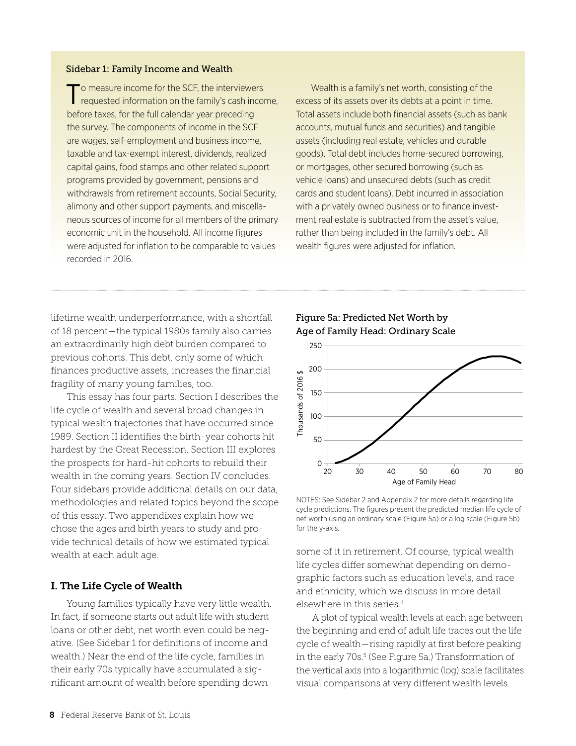### Sidebar 1: Family Income and Wealth

To measure income for the SCF, the interviewers requested information on the family's cash income, before taxes, for the full calendar year preceding the survey. The components of income in the SCF are wages, self-employment and business income, taxable and tax-exempt interest, dividends, realized capital gains, food stamps and other related support programs provided by government, pensions and withdrawals from retirement accounts, Social Security, alimony and other support payments, and miscellaneous sources of income for all members of the primary economic unit in the household. All income figures were adjusted for inflation to be comparable to values recorded in 2016.

Wealth is a family's net worth, consisting of the excess of its assets over its debts at a point in time. Total assets include both financial assets (such as bank accounts, mutual funds and securities) and tangible assets (including real estate, vehicles and durable goods). Total debt includes home-secured borrowing, or mortgages, other secured borrowing (such as vehicle loans) and unsecured debts (such as credit cards and student loans). Debt incurred in association with a privately owned business or to finance investment real estate is subtracted from the asset's value, rather than being included in the family's debt. All wealth figures were adjusted for inflation.

---

lifetime wealth underperformance, with a shortfall of 18 percent—the typical 1980s family also carries an extraordinarily high debt burden compared to previous cohorts. This debt, only some of which finances productive assets, increases the financial fragility of many young families, too.

This essay has four parts. Section I describes the life cycle of wealth and several broad changes in typical wealth trajectories that have occurred since 1989. Section II identifies the birth-year cohorts hit hardest by the Great Recession. Section III explores the prospects for hard-hit cohorts to rebuild their wealth in the coming years. Section IV concludes. Four sidebars provide additional details on our data, methodologies and related topics beyond the scope of this essay. Two appendixes explain how we chose the ages and birth years to study and provide technical details of how we estimated typical wealth at each adult age.

## I. The Life Cycle of Wealth

Young families typically have very little wealth. In fact, if someone starts out adult life with student loans or other debt, net worth even could be negative. (See Sidebar 1 for definitions of income and wealth.) Near the end of the life cycle, families in their early 70s typically have accumulated a significant amount of wealth before spending down some of it in retirement. Of course, typical wealth life cycles differ somewhat depending on demographic factors such as education levels, and race and ethnicity, which we discuss in more detail elsewhere in this series.[4]

**Figure 5a: Predicted Net Worth by Age of Family Head: Ordinary Scale**

NOTES: See Sidebar 2 and Appendix 2 for more details regarding life cycle predictions. The figures present the predicted median life cycle of net worth using an ordinary scale (Figure 5a) or a log scale (Figure 5b) for the y-axis.

A plot of typical wealth levels at each age between the beginning and end of adult life traces out the life cycle of wealth—rising rapidly at first before peaking in the early 70s.[5] (See Figure 5a.) Transformation of the vertical axis into a logarithmic (log) scale facilitates visual comparisons at very different wealth levels.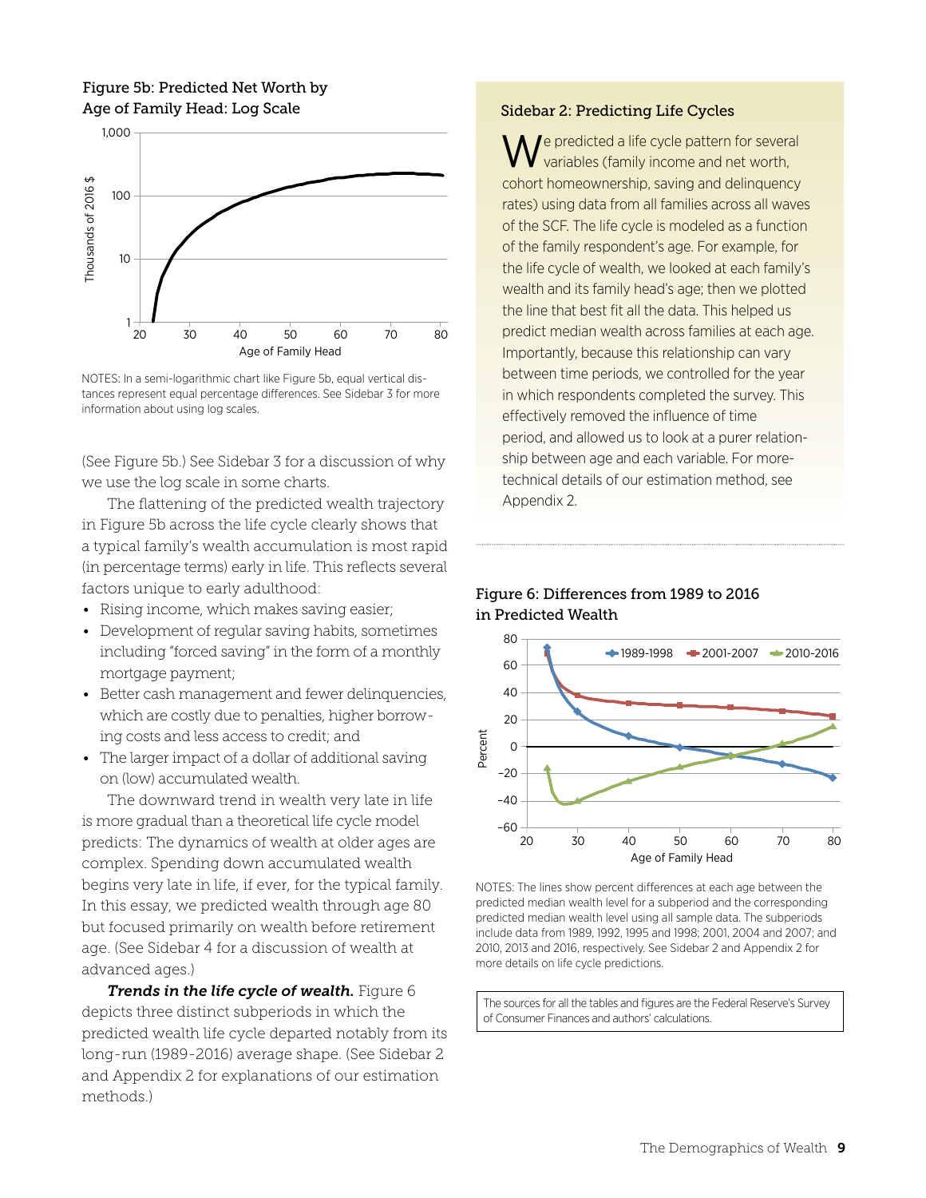Figure 5b: Predicted Net Worth by Age of Family Head: Log Scale

NOTES: In a semi-logarithmic chart like Figure 5b, equal vertical distances represent equal percentage differences. See Sidebar 3 for more information about using log scales.

(See Figure 5b.) See Sidebar 3 for a discussion of why we use the log scale in some charts.

The flattening of the predicted wealth trajectory in Figure 5b across the life cycle clearly shows that a typical family's wealth accumulation is most rapid (in percentage terms) early in life. This reflects several factors unique to early adulthood:

- Rising income, which makes saving easier;
- Development of regular saving habits, sometimes including "forced saving" in the form of a monthly mortgage payment;
- Better cash management and fewer delinquencies, which are costly due to penalties, higher borrowing costs and less access to credit; and
- The larger impact of a dollar of additional saving on (low) accumulated wealth.

The downward trend in wealth very late in life is more gradual than a theoretical life cycle model predicts: The dynamics of wealth at older ages are complex. Spending down accumulated wealth begins very late in life, if ever, for the typical family. In this essay, we predicted wealth through age 80 but focused primarily on wealth before retirement age. (See Sidebar 4 for a discussion of wealth at advanced ages.)

***Trends in the life cycle of wealth.*** Figure 6 depicts three distinct subperiods in which the predicted wealth life cycle departed notably from its long-run (1989-2016) average shape. (See Sidebar 2 and Appendix 2 for explanations of our estimation methods.)

### Sidebar 2: Predicting Life Cycles

We predicted a life cycle pattern for several variables (family income and net worth, cohort homeownership, saving and delinquency rates) using data from all families across all waves of the SCF. The life cycle is modeled as a function of the family respondent's age. For example, for the life cycle of wealth, we looked at each family's wealth and its family head's age; then we plotted the line that best fit all the data. This helped us predict median wealth across families at each age. Importantly, because this relationship can vary between time periods, we controlled for the year in which respondents completed the survey. This effectively removed the influence of time period, and allowed us to look at a purer relationship between age and each variable. For more-technical details of our estimation method, see Appendix 2.

Figure 6: Differences from 1989 to 2016 in Predicted Wealth

NOTES: The lines show percent differences at each age between the predicted median wealth level for a subperiod and the corresponding predicted median wealth level using all sample data. The subperiods include data from 1989, 1992, 1995 and 1998; 2001, 2004 and 2007; and 2010, 2013 and 2016, respectively. See Sidebar 2 and Appendix 2 for more details on life cycle predictions.

The sources for all the tables and figures are the Federal Reserve's Survey of Consumer Finances and authors' calculations.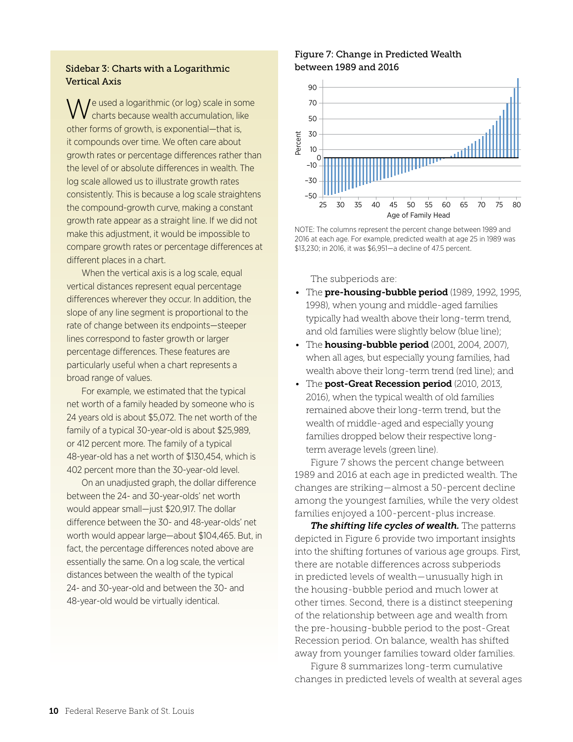### Sidebar 3: Charts with a Logarithmic Vertical Axis

We used a logarithmic (or log) scale in some charts because wealth accumulation, like other forms of growth, is exponential—that is, it compounds over time. We often care about growth rates or percentage differences rather than the level of or absolute differences in wealth. The log scale allowed us to illustrate growth rates consistently. This is because a log scale straightens the compound-growth curve, making a constant growth rate appear as a straight line. If we did not make this adjustment, it would be impossible to compare growth rates or percentage differences at different places in a chart.

When the vertical axis is a log scale, equal vertical distances represent equal percentage differences wherever they occur. In addition, the slope of any line segment is proportional to the rate of change between its endpoints—steeper lines correspond to faster growth or larger percentage differences. These features are particularly useful when a chart represents a broad range of values.

For example, we estimated that the typical net worth of a family headed by someone who is 24 years old is about $5,072. The net worth of the family of a typical 30-year-old is about $25,989, or 412 percent more. The family of a typical 48-year-old has a net worth of $130,454, which is 402 percent more than the 30-year-old level.

On an unadjusted graph, the dollar difference between the 24- and 30-year-olds' net worth would appear small—just $20,917. The dollar difference between the 30- and 48-year-olds' net worth would appear large—about $104,465. But, in fact, the percentage differences noted above are essentially the same. On a log scale, the vertical distances between the wealth of the typical 24- and 30-year-old and between the 30- and 48-year-old would be virtually identical.

### Figure 7: Change in Predicted Wealth between 1989 and 2016

NOTE: The columns represent the percent change between 1989 and 2016 at each age. For example, predicted wealth at age 25 in 1989 was $13,230; in 2016, it was $6,951—a decline of 47.5 percent.

The subperiods are:

- The **pre-housing-bubble period** (1989, 1992, 1995, 1998), when young and middle-aged families typically had wealth above their long-term trend, and old families were slightly below (blue line);
- The **housing-bubble period** (2001, 2004, 2007), when all ages, but especially young families, had wealth above their long-term trend (red line); and
- The **post-Great Recession period** (2010, 2013, 2016), when the typical wealth of old families remained above their long-term trend, but the wealth of middle-aged and especially young families dropped below their respective long-term average levels (green line).

Figure 7 shows the percent change between 1989 and 2016 at each age in predicted wealth. The changes are striking—almost a 50-percent decline among the youngest families, while the very oldest families enjoyed a 100-percent-plus increase.

***The shifting life cycles of wealth.*** The patterns depicted in Figure 6 provide two important insights into the shifting fortunes of various age groups. First, there are notable differences across subperiods in predicted levels of wealth—unusually high in the housing-bubble period and much lower at other times. Second, there is a distinct steepening of the relationship between age and wealth from the pre-housing-bubble period to the post-Great Recession period. On balance, wealth has shifted away from younger families toward older families.

Figure 8 summarizes long-term cumulative changes in predicted levels of wealth at several ages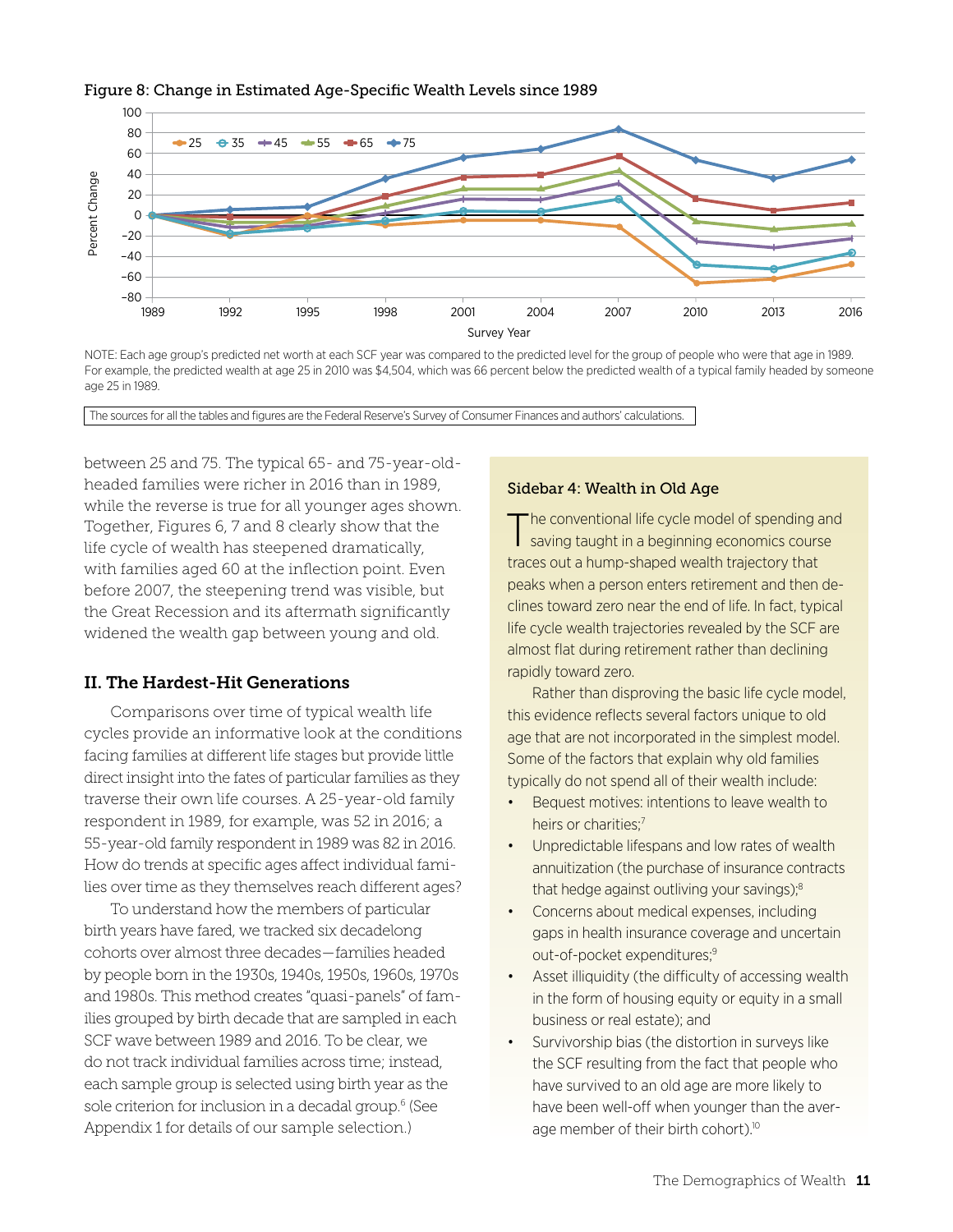Figure 8: Change in Estimated Age-Specific Wealth Levels since 1989

NOTE: Each age group's predicted net worth at each SCF year was compared to the predicted level for the group of people who were that age in 1989. For example, the predicted wealth at age 25 in 2010 was $4,504, which was 66 percent below the predicted wealth of a typical family headed by someone age 25 in 1989.

The sources for all the tables and figures are the Federal Reserve's Survey of Consumer Finances and authors' calculations.

between 25 and 75. The typical 65- and 75-year-old-headed families were richer in 2016 than in 1989, while the reverse is true for all younger ages shown. Together, Figures 6, 7 and 8 clearly show that the life cycle of wealth has steepened dramatically, with families aged 60 at the inflection point. Even before 2007, the steepening trend was visible, but the Great Recession and its aftermath significantly widened the wealth gap between young and old.

## II. The Hardest-Hit Generations

Comparisons over time of typical wealth life cycles provide an informative look at the conditions facing families at different life stages but provide little direct insight into the fates of particular families as they traverse their own life courses. A 25-year-old family respondent in 1989, for example, was 52 in 2016; a 55-year-old family respondent in 1989 was 82 in 2016. How do trends at specific ages affect individual families over time as they themselves reach different ages?

To understand how the members of particular birth years have fared, we tracked six decadelong cohorts over almost three decades—families headed by people born in the 1930s, 1940s, 1950s, 1960s, 1970s and 1980s. This method creates "quasi-panels" of families grouped by birth decade that are sampled in each SCF wave between 1989 and 2016. To be clear, we do not track individual families across time; instead, each sample group is selected using birth year as the sole criterion for inclusion in a decadal group.[6] (See Appendix 1 for details of our sample selection.)

### Sidebar 4: Wealth in Old Age

The conventional life cycle model of spending and saving taught in a beginning economics course traces out a hump-shaped wealth trajectory that peaks when a person enters retirement and then declines toward zero near the end of life. In fact, typical life cycle wealth trajectories revealed by the SCF are almost flat during retirement rather than declining rapidly toward zero.

Rather than disproving the basic life cycle model, this evidence reflects several factors unique to old age that are not incorporated in the simplest model. Some of the factors that explain why old families typically do not spend all of their wealth include:

- Bequest motives: intentions to leave wealth to heirs or charities;[7]
- Unpredictable lifespans and low rates of wealth annuitization (the purchase of insurance contracts that hedge against outliving your savings);[8]
- Concerns about medical expenses, including gaps in health insurance coverage and uncertain out-of-pocket expenditures;[9]
- Asset illiquidity (the difficulty of accessing wealth in the form of housing equity or equity in a small business or real estate); and
- Survivorship bias (the distortion in surveys like the SCF resulting from the fact that people who have survived to an old age are more likely to have been well-off when younger than the average member of their birth cohort).[10]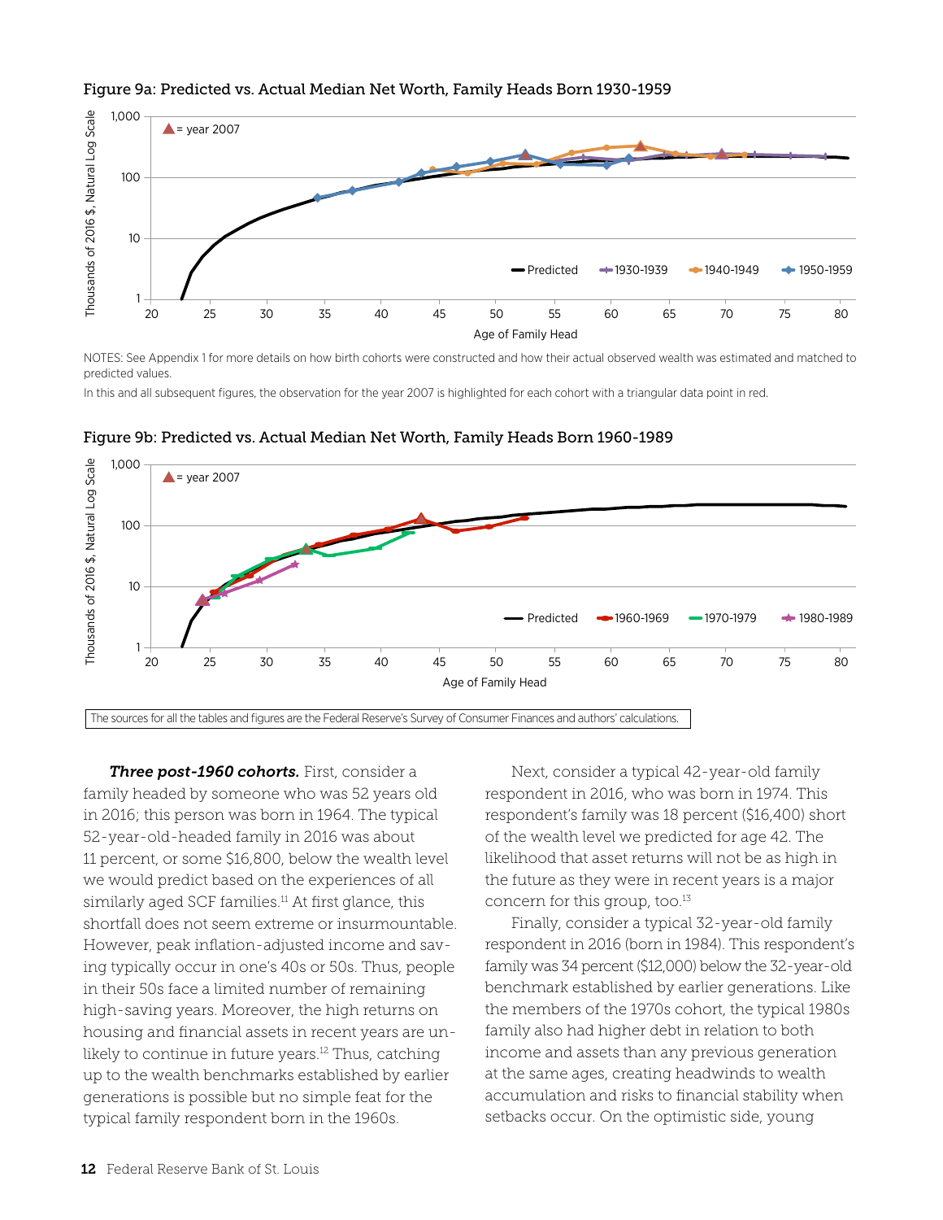**Figure 9a: Predicted vs. Actual Median Net Worth, Family Heads Born 1930-1959**

NOTES: See Appendix 1 for more details on how birth cohorts were constructed and how their actual observed wealth was estimated and matched to predicted values.

In this and all subsequent figures, the observation for the year 2007 is highlighted for each cohort with a triangular data point in red.

**Figure 9b: Predicted vs. Actual Median Net Worth, Family Heads Born 1960-1989**

The sources for all the tables and figures are the Federal Reserve's Survey of Consumer Finances and authors' calculations.

***Three post-1960 cohorts.*** First, consider a family headed by someone who was 52 years old in 2016; this person was born in 1964. The typical 52-year-old-headed family in 2016 was about 11 percent, or some $16,800, below the wealth level we would predict based on the experiences of all similarly aged SCF families.[11] At first glance, this shortfall does not seem extreme or insurmountable. However, peak inflation-adjusted income and saving typically occur in one's 40s or 50s. Thus, people in their 50s face a limited number of remaining high-saving years. Moreover, the high returns on housing and financial assets in recent years are unlikely to continue in future years.[12] Thus, catching up to the wealth benchmarks established by earlier generations is possible but no simple feat for the typical family respondent born in the 1960s.

Next, consider a typical 42-year-old family respondent in 2016, who was born in 1974. This respondent's family was 18 percent ($16,400) short of the wealth level we predicted for age 42. The likelihood that asset returns will not be as high in the future as they were in recent years is a major concern for this group, too.[13]

Finally, consider a typical 32-year-old family respondent in 2016 (born in 1984). This respondent's family was 34 percent ($12,000) below the 32-year-old benchmark established by earlier generations. Like the members of the 1970s cohort, the typical 1980s family also had higher debt in relation to both income and assets than any previous generation at the same ages, creating headwinds to wealth accumulation and risks to financial stability when setbacks occur. On the optimistic side, young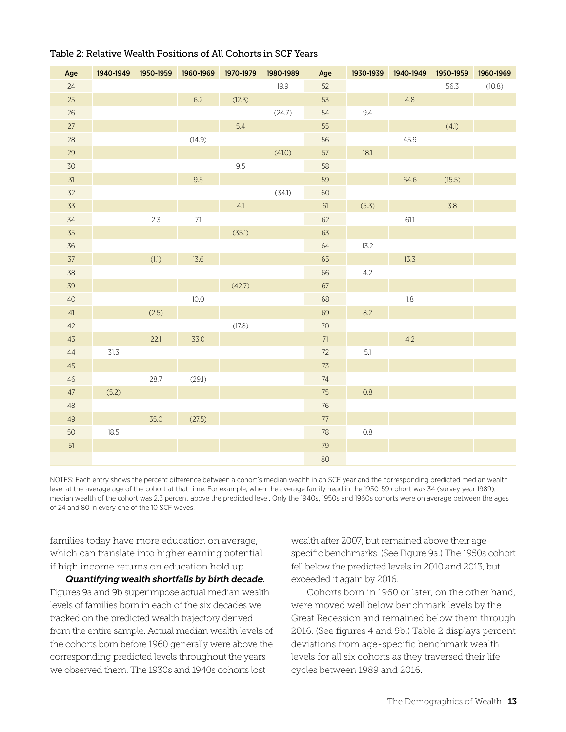Table 2: Relative Wealth Positions of All Cohorts in SCF Years

| Age | 1940-1949 | 1950-1959 | 1960-1969 | 1970-1979 | 1980-1989 | Age | 1930-1939 | 1940-1949 | 1950-1959 | 1960-1969 |
|---|---|---|---|---|---|---|---|---|---|---|
| 24 | | | | | 19.9 | 52 | | | 56.3 | (10.8) |
| 25 | | | 6.2 | (12.3) | | 53 | | 4.8 | | |
| 26 | | | | | (24.7) | 54 | 9.4 | | | |
| 27 | | | | 5.4 | | 55 | | | (4.1) | |
| 28 | | | (14.9) | | | 56 | | 45.9 | | |
| 29 | | | | | (41.0) | 57 | 18.1 | | | |
| 30 | | | | 9.5 | | 58 | | | | |
| 31 | | | 9.5 | | | 59 | | 64.6 | (15.5) | |
| 32 | | | | | (34.1) | 60 | | | | |
| 33 | | | | 4.1 | | 61 | (5.3) | | 3.8 | |
| 34 | | 2.3 | 7.1 | | | 62 | | 61.1 | | |
| 35 | | | | (35.1) | | 63 | | | | |
| 36 | | | | | | 64 | 13.2 | | | |
| 37 | | (1.1) | 13.6 | | | 65 | | 13.3 | | |
| 38 | | | | | | 66 | 4.2 | | | |
| 39 | | | | (42.7) | | 67 | | | | |
| 40 | | | 10.0 | | | 68 | | 1.8 | | |
| 41 | | (2.5) | | | | 69 | 8.2 | | | |
| 42 | | | | (17.8) | | 70 | | | | |
| 43 | | 22.1 | 33.0 | | | 71 | | 4.2 | | |
| 44 | 31.3 | | | | | 72 | 5.1 | | | |
| 45 | | | | | | 73 | | | | |
| 46 | | 28.7 | (29.1) | | | 74 | | | | |
| 47 | (5.2) | | | | | 75 | 0.8 | | | |
| 48 | | | | | | 76 | | | | |
| 49 | | 35.0 | (27.5) | | | 77 | | | | |
| 50 | 18.5 | | | | | 78 | 0.8 | | | |
| 51 | | | | | | 79 | | | | |
| | | | | | | 80 | | | | |

NOTES: Each entry shows the percent difference between a cohort's median wealth in an SCF year and the corresponding predicted median wealth level at the average age of the cohort at that time. For example, when the average family head in the 1950-59 cohort was 34 (survey year 1989), median wealth of the cohort was 2.3 percent above the predicted level. Only the 1940s, 1950s and 1960s cohorts were on average between the ages of 24 and 80 in every one of the 10 SCF waves.

families today have more education on average, which can translate into higher earning potential if high income returns on education hold up.

***Quantifying wealth shortfalls by birth decade.*** Figures 9a and 9b superimpose actual median wealth levels of families born in each of the six decades we tracked on the predicted wealth trajectory derived from the entire sample. Actual median wealth levels of the cohorts born before 1960 generally were above the corresponding predicted levels throughout the years we observed them. The 1930s and 1940s cohorts lost wealth after 2007, but remained above their age-specific benchmarks. (See Figure 9a.) The 1950s cohort fell below the predicted levels in 2010 and 2013, but exceeded it again by 2016.

Cohorts born in 1960 or later, on the other hand, were moved well below benchmark levels by the Great Recession and remained below them through 2016. (See figures 4 and 9b.) Table 2 displays percent deviations from age-specific benchmark wealth levels for all six cohorts as they traversed their life cycles between 1989 and 2016.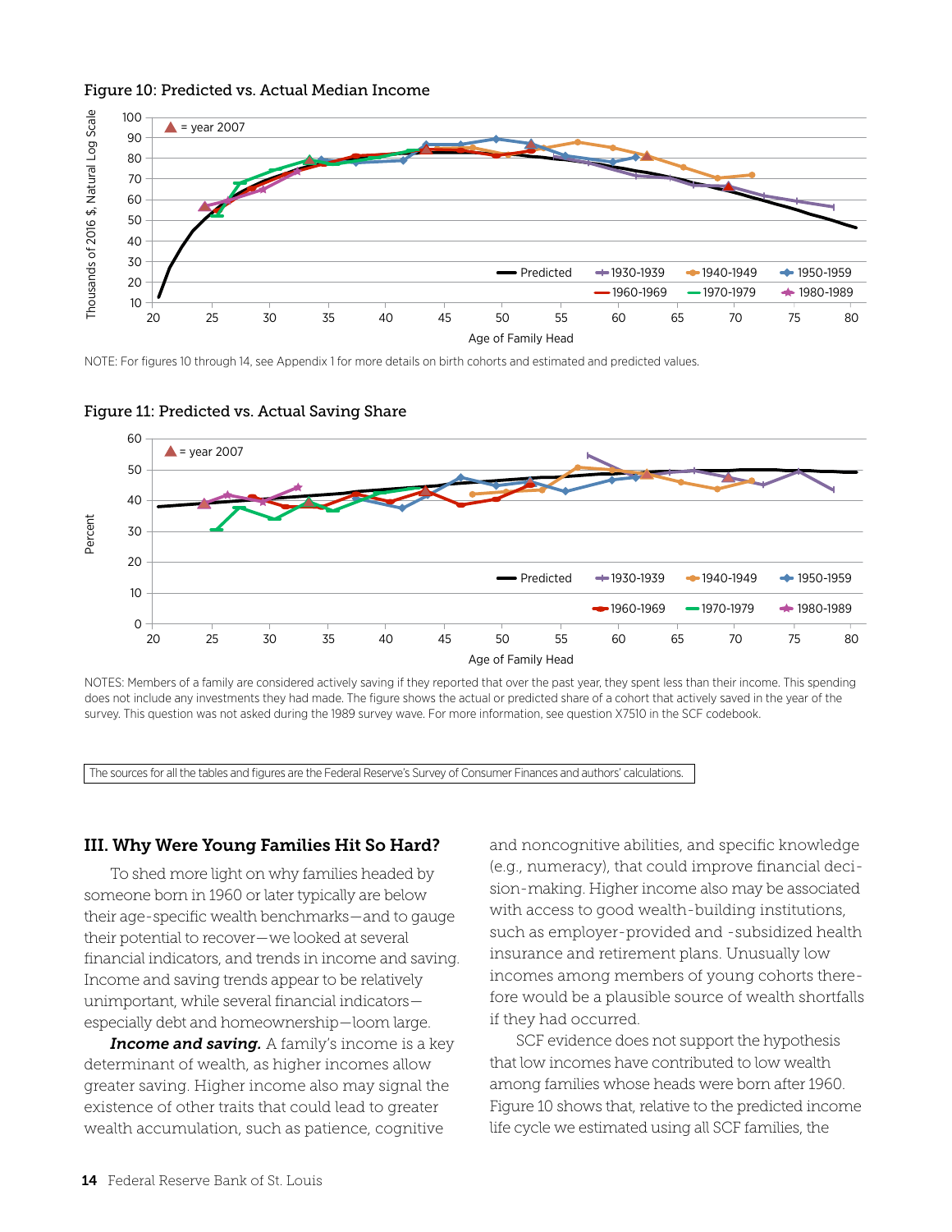**Figure 10: Predicted vs. Actual Median Income**

NOTE: For figures 10 through 14, see Appendix 1 for more details on birth cohorts and estimated and predicted values.

**Figure 11: Predicted vs. Actual Saving Share**

NOTES: Members of a family are considered actively saving if they reported that over the past year, they spent less than their income. This spending does not include any investments they had made. The figure shows the actual or predicted share of a cohort that actively saved in the year of the survey. This question was not asked during the 1989 survey wave. For more information, see question X7510 in the SCF codebook.

The sources for all the tables and figures are the Federal Reserve's Survey of Consumer Finances and authors' calculations.

## III. Why Were Young Families Hit So Hard?

To shed more light on why families headed by someone born in 1960 or later typically are below their age-specific wealth benchmarks—and to gauge their potential to recover—we looked at several financial indicators, and trends in income and saving. Income and saving trends appear to be relatively unimportant, while several financial indicators—especially debt and homeownership—loom large.

***Income and saving.*** A family's income is a key determinant of wealth, as higher incomes allow greater saving. Higher income also may signal the existence of other traits that could lead to greater wealth accumulation, such as patience, cognitive and noncognitive abilities, and specific knowledge (e.g., numeracy), that could improve financial decision-making. Higher income also may be associated with access to good wealth-building institutions, such as employer-provided and -subsidized health insurance and retirement plans. Unusually low incomes among members of young cohorts therefore would be a plausible source of wealth shortfalls if they had occurred.

SCF evidence does not support the hypothesis that low incomes have contributed to low wealth among families whose heads were born after 1960. Figure 10 shows that, relative to the predicted income life cycle we estimated using all SCF families, the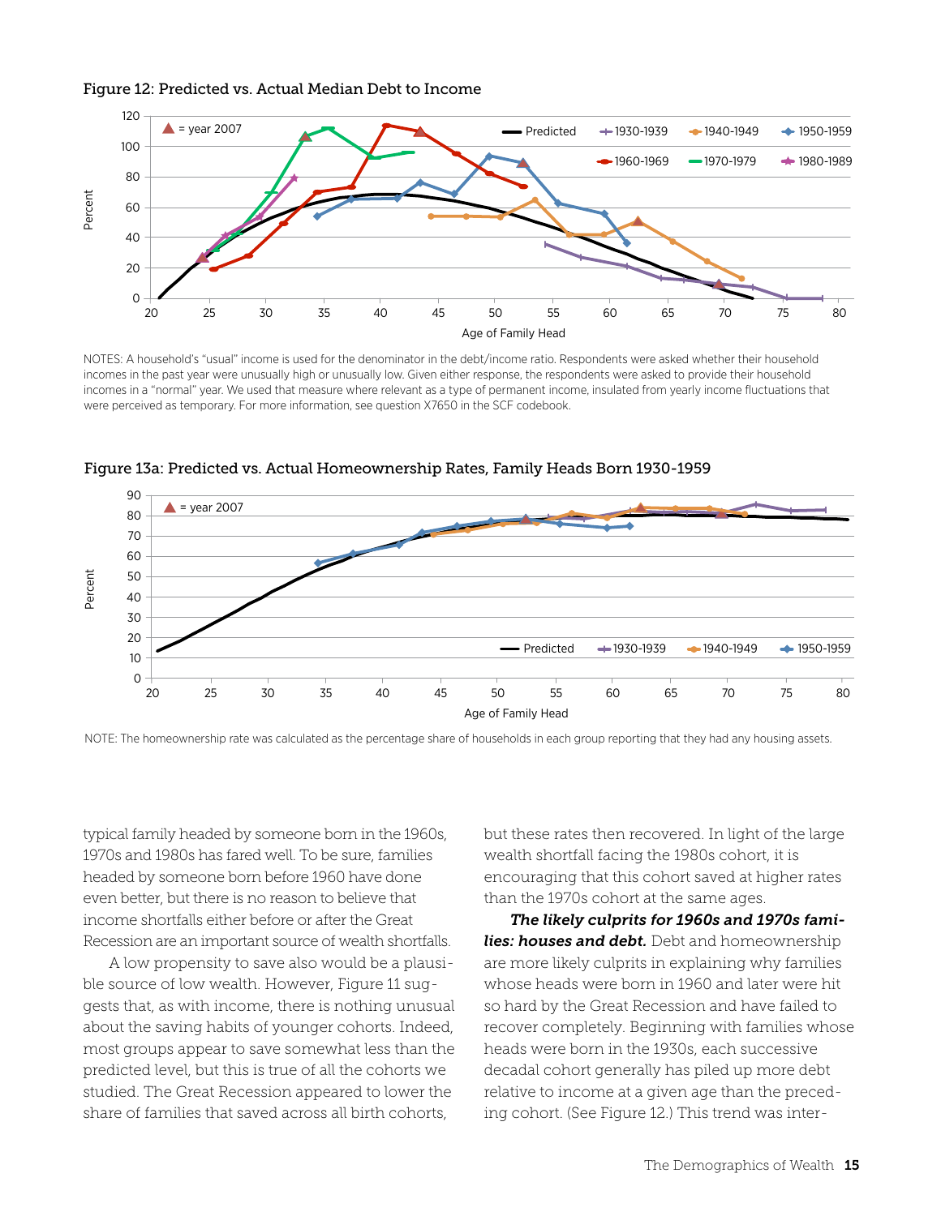Figure 12: Predicted vs. Actual Median Debt to Income

NOTES: A household's "usual" income is used for the denominator in the debt/income ratio. Respondents were asked whether their household incomes in the past year were unusually high or unusually low. Given either response, the respondents were asked to provide their household incomes in a "normal" year. We used that measure where relevant as a type of permanent income, insulated from yearly income fluctuations that were perceived as temporary. For more information, see question X7650 in the SCF codebook.

Figure 13a: Predicted vs. Actual Homeownership Rates, Family Heads Born 1930-1959

NOTE: The homeownership rate was calculated as the percentage share of households in each group reporting that they had any housing assets.

typical family headed by someone born in the 1960s, 1970s and 1980s has fared well. To be sure, families headed by someone born before 1960 have done even better, but there is no reason to believe that income shortfalls either before or after the Great Recession are an important source of wealth shortfalls.

A low propensity to save also would be a plausible source of low wealth. However, Figure 11 suggests that, as with income, there is nothing unusual about the saving habits of younger cohorts. Indeed, most groups appear to save somewhat less than the predicted level, but this is true of all the cohorts we studied. The Great Recession appeared to lower the share of families that saved across all birth cohorts, but these rates then recovered. In light of the large wealth shortfall facing the 1980s cohort, it is encouraging that this cohort saved at higher rates than the 1970s cohort at the same ages.

***The likely culprits for 1960s and 1970s families: houses and debt.*** Debt and homeownership are more likely culprits in explaining why families whose heads were born in 1960 and later were hit so hard by the Great Recession and have failed to recover completely. Beginning with families whose heads were born in the 1930s, each successive decadal cohort generally has piled up more debt relative to income at a given age than the preceding cohort. (See Figure 12.) This trend was inter-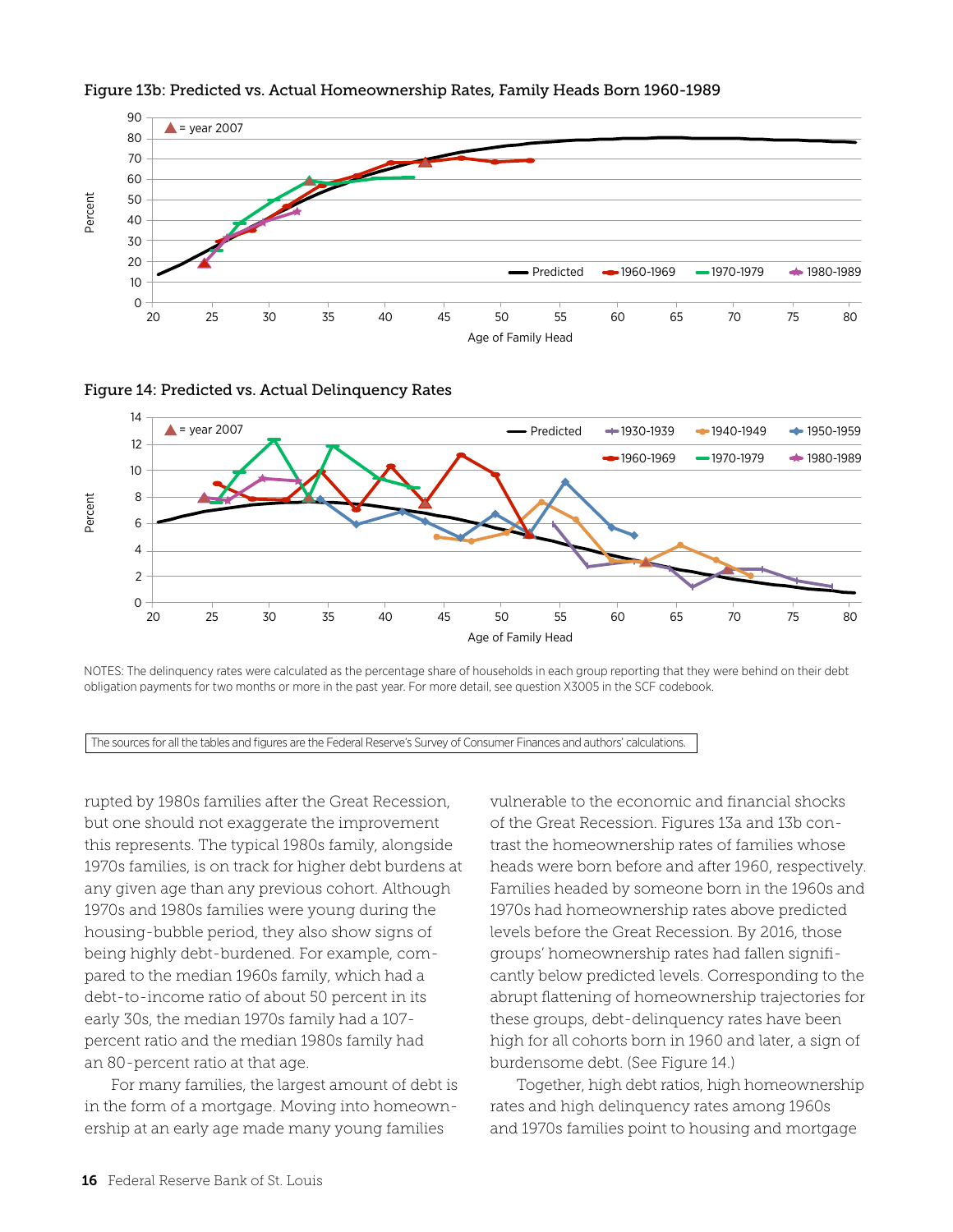**Figure 13b: Predicted vs. Actual Homeownership Rates, Family Heads Born 1960-1989**

**Figure 14: Predicted vs. Actual Delinquency Rates**

NOTES: The delinquency rates were calculated as the percentage share of households in each group reporting that they were behind on their debt obligation payments for two months or more in the past year. For more detail, see question X3005 in the SCF codebook.

The sources for all the tables and figures are the Federal Reserve's Survey of Consumer Finances and authors' calculations.

rupted by 1980s families after the Great Recession, but one should not exaggerate the improvement this represents. The typical 1980s family, alongside 1970s families, is on track for higher debt burdens at any given age than any previous cohort. Although 1970s and 1980s families were young during the housing-bubble period, they also show signs of being highly debt-burdened. For example, compared to the median 1960s family, which had a debt-to-income ratio of about 50 percent in its early 30s, the median 1970s family had a 107-percent ratio and the median 1980s family had an 80-percent ratio at that age.

For many families, the largest amount of debt is in the form of a mortgage. Moving into homeownership at an early age made many young families vulnerable to the economic and financial shocks of the Great Recession. Figures 13a and 13b contrast the homeownership rates of families whose heads were born before and after 1960, respectively. Families headed by someone born in the 1960s and 1970s had homeownership rates above predicted levels before the Great Recession. By 2016, those groups' homeownership rates had fallen significantly below predicted levels. Corresponding to the abrupt flattening of homeownership trajectories for these groups, debt-delinquency rates have been high for all cohorts born in 1960 and later, a sign of burdensome debt. (See Figure 14.)

Together, high debt ratios, high homeownership rates and high delinquency rates among 1960s and 1970s families point to housing and mortgage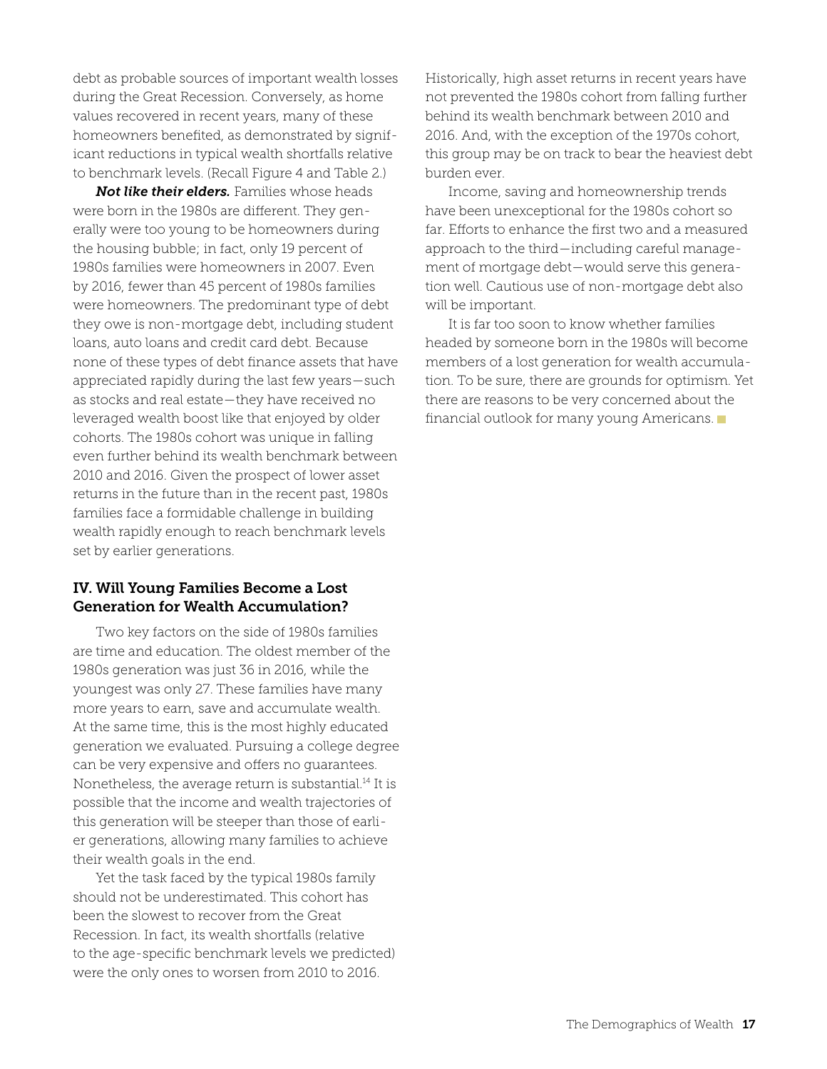debt as probable sources of important wealth losses during the Great Recession. Conversely, as home values recovered in recent years, many of these homeowners benefited, as demonstrated by significant reductions in typical wealth shortfalls relative to benchmark levels. (Recall Figure 4 and Table 2.)

***Not like their elders.*** Families whose heads were born in the 1980s are different. They generally were too young to be homeowners during the housing bubble; in fact, only 19 percent of 1980s families were homeowners in 2007. Even by 2016, fewer than 45 percent of 1980s families were homeowners. The predominant type of debt they owe is non-mortgage debt, including student loans, auto loans and credit card debt. Because none of these types of debt finance assets that have appreciated rapidly during the last few years—such as stocks and real estate—they have received no leveraged wealth boost like that enjoyed by older cohorts. The 1980s cohort was unique in falling even further behind its wealth benchmark between 2010 and 2016. Given the prospect of lower asset returns in the future than in the recent past, 1980s families face a formidable challenge in building wealth rapidly enough to reach benchmark levels set by earlier generations.

## IV. Will Young Families Become a Lost Generation for Wealth Accumulation?

Two key factors on the side of 1980s families are time and education. The oldest member of the 1980s generation was just 36 in 2016, while the youngest was only 27. These families have many more years to earn, save and accumulate wealth. At the same time, this is the most highly educated generation we evaluated. Pursuing a college degree can be very expensive and offers no guarantees. Nonetheless, the average return is substantial.[14] It is possible that the income and wealth trajectories of this generation will be steeper than those of earlier generations, allowing many families to achieve their wealth goals in the end.

Yet the task faced by the typical 1980s family should not be underestimated. This cohort has been the slowest to recover from the Great Recession. In fact, its wealth shortfalls (relative to the age-specific benchmark levels we predicted) were the only ones to worsen from 2010 to 2016. Historically, high asset returns in recent years have not prevented the 1980s cohort from falling further behind its wealth benchmark between 2010 and 2016. And, with the exception of the 1970s cohort, this group may be on track to bear the heaviest debt burden ever.

Income, saving and homeownership trends have been unexceptional for the 1980s cohort so far. Efforts to enhance the first two and a measured approach to the third—including careful management of mortgage debt—would serve this generation well. Cautious use of non-mortgage debt also will be important.

It is far too soon to know whether families headed by someone born in the 1980s will become members of a lost generation for wealth accumulation. To be sure, there are grounds for optimism. Yet there are reasons to be very concerned about the financial outlook for many young Americans.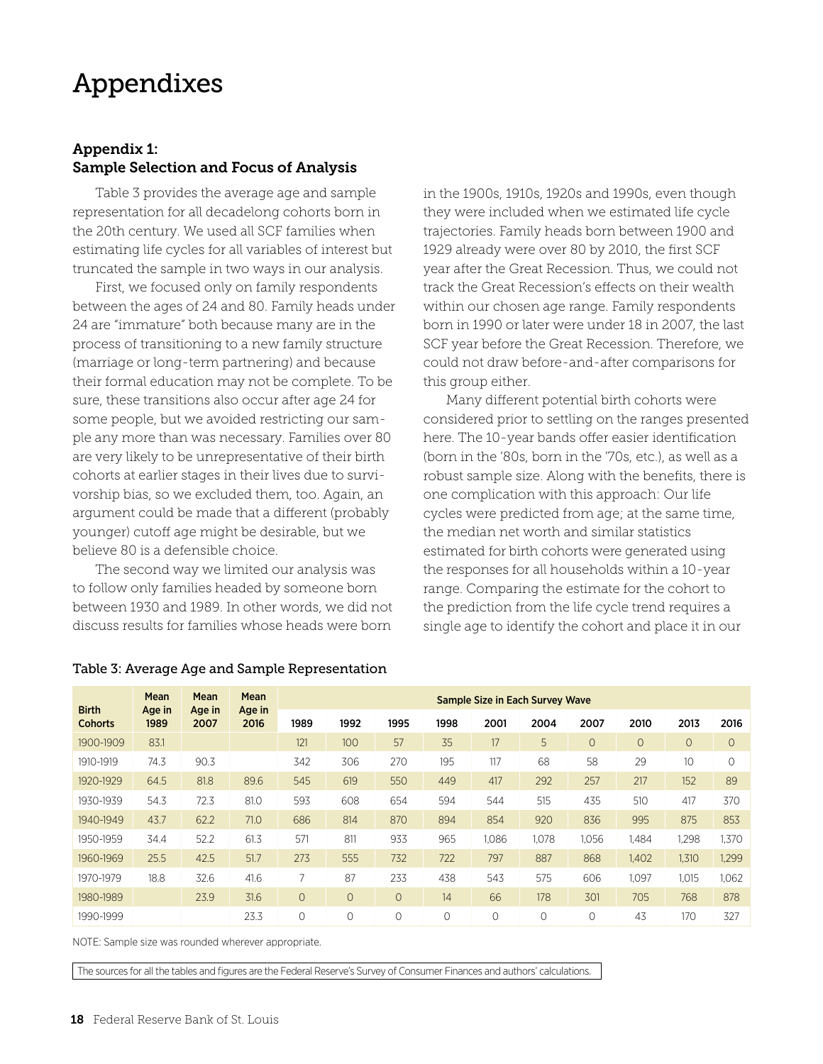# Appendixes

### Appendix 1: Sample Selection and Focus of Analysis

Table 3 provides the average age and sample representation for all decadelong cohorts born in the 20th century. We used all SCF families when estimating life cycles for all variables of interest but truncated the sample in two ways in our analysis.

First, we focused only on family respondents between the ages of 24 and 80. Family heads under 24 are "immature" both because many are in the process of transitioning to a new family structure (marriage or long-term partnering) and because their formal education may not be complete. To be sure, these transitions also occur after age 24 for some people, but we avoided restricting our sample any more than was necessary. Families over 80 are very likely to be unrepresentative of their birth cohorts at earlier stages in their lives due to survivorship bias, so we excluded them, too. Again, an argument could be made that a different (probably younger) cutoff age might be desirable, but we believe 80 is a defensible choice.

The second way we limited our analysis was to follow only families headed by someone born between 1930 and 1989. In other words, we did not discuss results for families whose heads were born in the 1900s, 1910s, 1920s and 1990s, even though they were included when we estimated life cycle trajectories. Family heads born between 1900 and 1929 already were over 80 by 2010, the first SCF year after the Great Recession. Thus, we could not track the Great Recession's effects on their wealth within our chosen age range. Family respondents born in 1990 or later were under 18 in 2007, the last SCF year before the Great Recession. Therefore, we could not draw before-and-after comparisons for this group either.

Many different potential birth cohorts were considered prior to settling on the ranges presented here. The 10-year bands offer easier identification (born in the '80s, born in the '70s, etc.), as well as a robust sample size. Along with the benefits, there is one complication with this approach: Our life cycles were predicted from age; at the same time, the median net worth and similar statistics estimated for birth cohorts were generated using the responses for all households within a 10-year range. Comparing the estimate for the cohort to the prediction from the life cycle trend requires a single age to identify the cohort and place it in our

Table 3: Average Age and Sample Representation

| Birth Cohorts | Mean Age in 1989 | Mean Age in 2007 | Mean Age in 2016 | Sample Size in Each Survey Wave | | | | | | | | | |
|---|---|---|---|---|---|---|---|---|---|---|---|---|---|
| | | | | 1989 | 1992 | 1995 | 1998 | 2001 | 2004 | 2007 | 2010 | 2013 | 2016 |
| 1900-1909 | 83.1 | | | 121 | 100 | 57 | 35 | 17 | 5 | 0 | 0 | 0 | 0 |
| 1910-1919 | 74.3 | 90.3 | | 342 | 306 | 270 | 195 | 117 | 68 | 58 | 29 | 10 | 0 |
| 1920-1929 | 64.5 | 81.8 | 89.6 | 545 | 619 | 550 | 449 | 417 | 292 | 257 | 217 | 152 | 89 |
| 1930-1939 | 54.3 | 72.3 | 81.0 | 593 | 608 | 654 | 594 | 544 | 515 | 435 | 510 | 417 | 370 |
| 1940-1949 | 43.7 | 62.2 | 71.0 | 686 | 814 | 870 | 894 | 854 | 920 | 836 | 995 | 875 | 853 |
| 1950-1959 | 34.4 | 52.2 | 61.3 | 571 | 811 | 933 | 965 | 1,086 | 1,078 | 1,056 | 1,484 | 1,298 | 1,370 |
| 1960-1969 | 25.5 | 42.5 | 51.7 | 273 | 555 | 732 | 722 | 797 | 887 | 868 | 1,402 | 1,310 | 1,299 |
| 1970-1979 | 18.8 | 32.6 | 41.6 | 7 | 87 | 233 | 438 | 543 | 575 | 606 | 1,097 | 1,015 | 1,062 |
| 1980-1989 | | 23.9 | 31.6 | 0 | 0 | 0 | 14 | 66 | 178 | 301 | 705 | 768 | 878 |
| 1990-1999 | | | 23.3 | 0 | 0 | 0 | 0 | 0 | 0 | 0 | 43 | 170 | 327 |

NOTE: Sample size was rounded wherever appropriate.

The sources for all the tables and figures are the Federal Reserve's Survey of Consumer Finances and authors' calculations.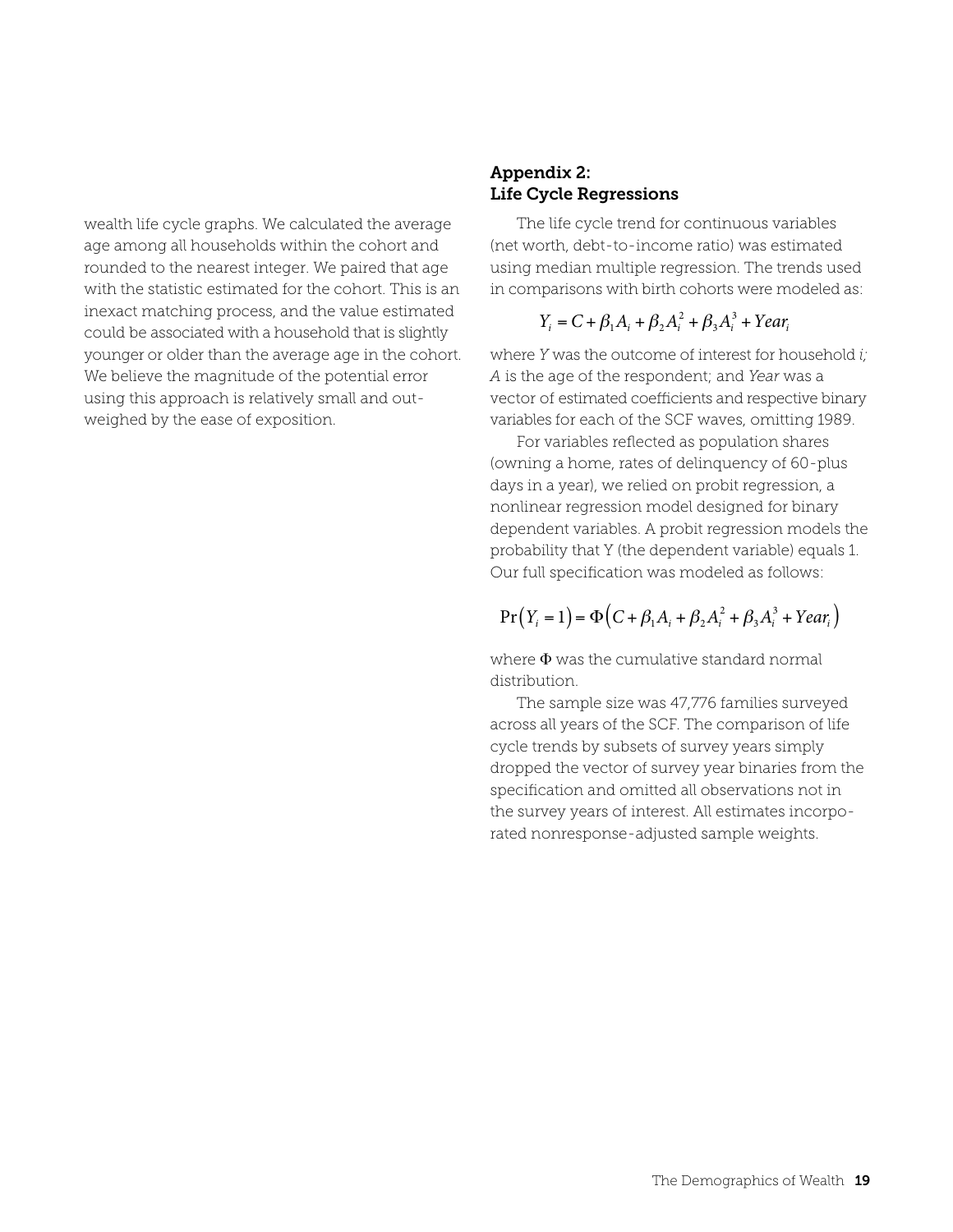wealth life cycle graphs. We calculated the average age among all households within the cohort and rounded to the nearest integer. We paired that age with the statistic estimated for the cohort. This is an inexact matching process, and the value estimated could be associated with a household that is slightly younger or older than the average age in the cohort. We believe the magnitude of the potential error using this approach is relatively small and outweighed by the ease of exposition.

## Appendix 2: Life Cycle Regressions

The life cycle trend for continuous variables (net worth, debt-to-income ratio) was estimated using median multiple regression. The trends used in comparisons with birth cohorts were modeled as:

$$Y_i = C + \beta_1 A_i + \beta_2 A_i^2 + \beta_3 A_i^3 + Year_i$$

where *Y* was the outcome of interest for household *i*; *A* is the age of the respondent; and *Year* was a vector of estimated coefficients and respective binary variables for each of the SCF waves, omitting 1989.

For variables reflected as population shares (owning a home, rates of delinquency of 60-plus days in a year), we relied on probit regression, a nonlinear regression model designed for binary dependent variables. A probit regression models the probability that Y (the dependent variable) equals 1. Our full specification was modeled as follows:

$$\Pr(Y_i = 1) = \Phi\left(C + \beta_1 A_i + \beta_2 A_i^2 + \beta_3 A_i^3 + Year_i\right)$$

where $\Phi$ was the cumulative standard normal distribution.

The sample size was 47,776 families surveyed across all years of the SCF. The comparison of life cycle trends by subsets of survey years simply dropped the vector of survey year binaries from the specification and omitted all observations not in the survey years of interest. All estimates incorporated nonresponse-adjusted sample weights.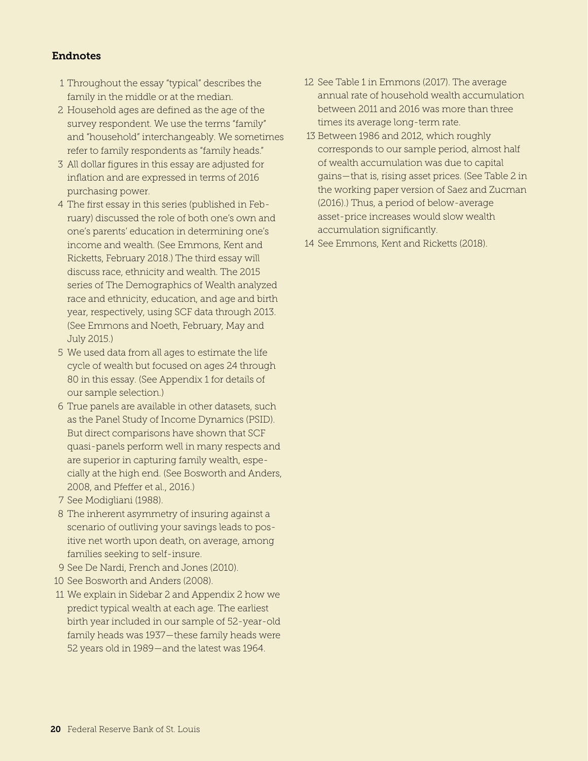## Endnotes

1. Throughout the essay "typical" describes the family in the middle or at the median.
2. Household ages are defined as the age of the survey respondent. We use the terms "family" and "household" interchangeably. We sometimes refer to family respondents as "family heads."
3. All dollar figures in this essay are adjusted for inflation and are expressed in terms of 2016 purchasing power.
4. The first essay in this series (published in February) discussed the role of both one's own and one's parents' education in determining one's income and wealth. (See Emmons, Kent and Ricketts, February 2018.) The third essay will discuss race, ethnicity and wealth. The 2015 series of The Demographics of Wealth analyzed race and ethnicity, education, and age and birth year, respectively, using SCF data through 2013. (See Emmons and Noeth, February, May and July 2015.)
5. We used data from all ages to estimate the life cycle of wealth but focused on ages 24 through 80 in this essay. (See Appendix 1 for details of our sample selection.)
6. True panels are available in other datasets, such as the Panel Study of Income Dynamics (PSID). But direct comparisons have shown that SCF quasi-panels perform well in many respects and are superior in capturing family wealth, especially at the high end. (See Bosworth and Anders, 2008, and Pfeffer et al., 2016.)
7. See Modigliani (1988).
8. The inherent asymmetry of insuring against a scenario of outliving your savings leads to positive net worth upon death, on average, among families seeking to self-insure.
9. See De Nardi, French and Jones (2010).
10. See Bosworth and Anders (2008).
11. We explain in Sidebar 2 and Appendix 2 how we predict typical wealth at each age. The earliest birth year included in our sample of 52-year-old family heads was 1937—these family heads were 52 years old in 1989—and the latest was 1964.
12. See Table 1 in Emmons (2017). The average annual rate of household wealth accumulation between 2011 and 2016 was more than three times its average long-term rate.
13. Between 1986 and 2012, which roughly corresponds to our sample period, almost half of wealth accumulation was due to capital gains—that is, rising asset prices. (See Table 2 in the working paper version of Saez and Zucman (2016).) Thus, a period of below-average asset-price increases would slow wealth accumulation significantly.
14. See Emmons, Kent and Ricketts (2018).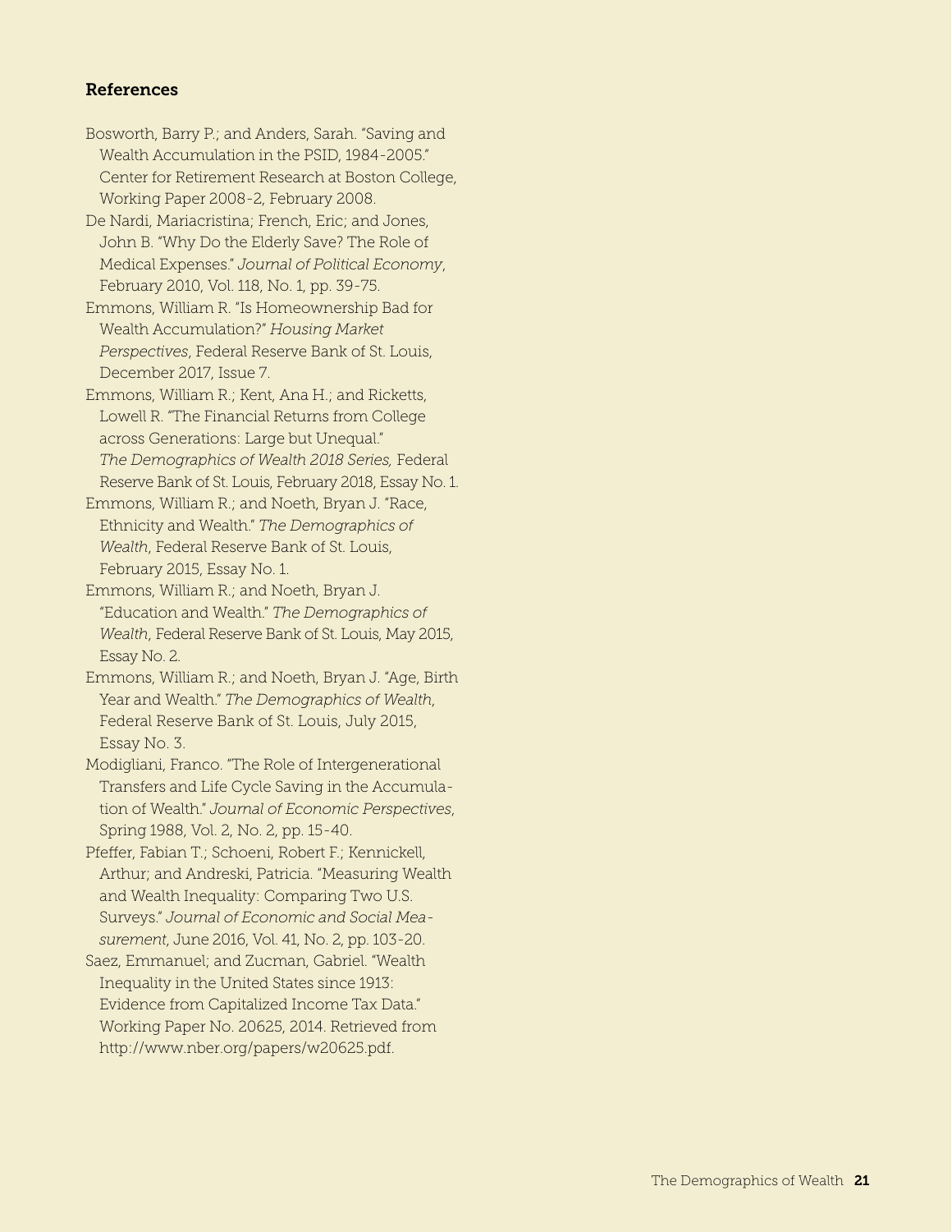## References

Bosworth, Barry P.; and Anders, Sarah. "Saving and Wealth Accumulation in the PSID, 1984-2005." Center for Retirement Research at Boston College, Working Paper 2008-2, February 2008.

De Nardi, Mariacristina; French, Eric; and Jones, John B. "Why Do the Elderly Save? The Role of Medical Expenses." *Journal of Political Economy*, February 2010, Vol. 118, No. 1, pp. 39-75.

Emmons, William R. "Is Homeownership Bad for Wealth Accumulation?" *Housing Market Perspectives*, Federal Reserve Bank of St. Louis, December 2017, Issue 7.

Emmons, William R.; Kent, Ana H.; and Ricketts, Lowell R. "The Financial Returns from College across Generations: Large but Unequal." *The Demographics of Wealth 2018 Series,* Federal Reserve Bank of St. Louis, February 2018, Essay No. 1.

Emmons, William R.; and Noeth, Bryan J. "Race, Ethnicity and Wealth." *The Demographics of Wealth*, Federal Reserve Bank of St. Louis, February 2015, Essay No. 1.

Emmons, William R.; and Noeth, Bryan J. "Education and Wealth." *The Demographics of Wealth*, Federal Reserve Bank of St. Louis, May 2015, Essay No. 2.

Emmons, William R.; and Noeth, Bryan J. "Age, Birth Year and Wealth." *The Demographics of Wealth*, Federal Reserve Bank of St. Louis, July 2015, Essay No. 3.

Modigliani, Franco. "The Role of Intergenerational Transfers and Life Cycle Saving in the Accumulation of Wealth." *Journal of Economic Perspectives*, Spring 1988, Vol. 2, No. 2, pp. 15-40.

Pfeffer, Fabian T.; Schoeni, Robert F.; Kennickell, Arthur; and Andreski, Patricia. "Measuring Wealth and Wealth Inequality: Comparing Two U.S. Surveys." *Journal of Economic and Social Measurement*, June 2016, Vol. 41, No. 2, pp. 103-20.

Saez, Emmanuel; and Zucman, Gabriel. "Wealth Inequality in the United States since 1913: Evidence from Capitalized Income Tax Data." Working Paper No. 20625, 2014. Retrieved from http://www.nber.org/papers/w20625.pdf.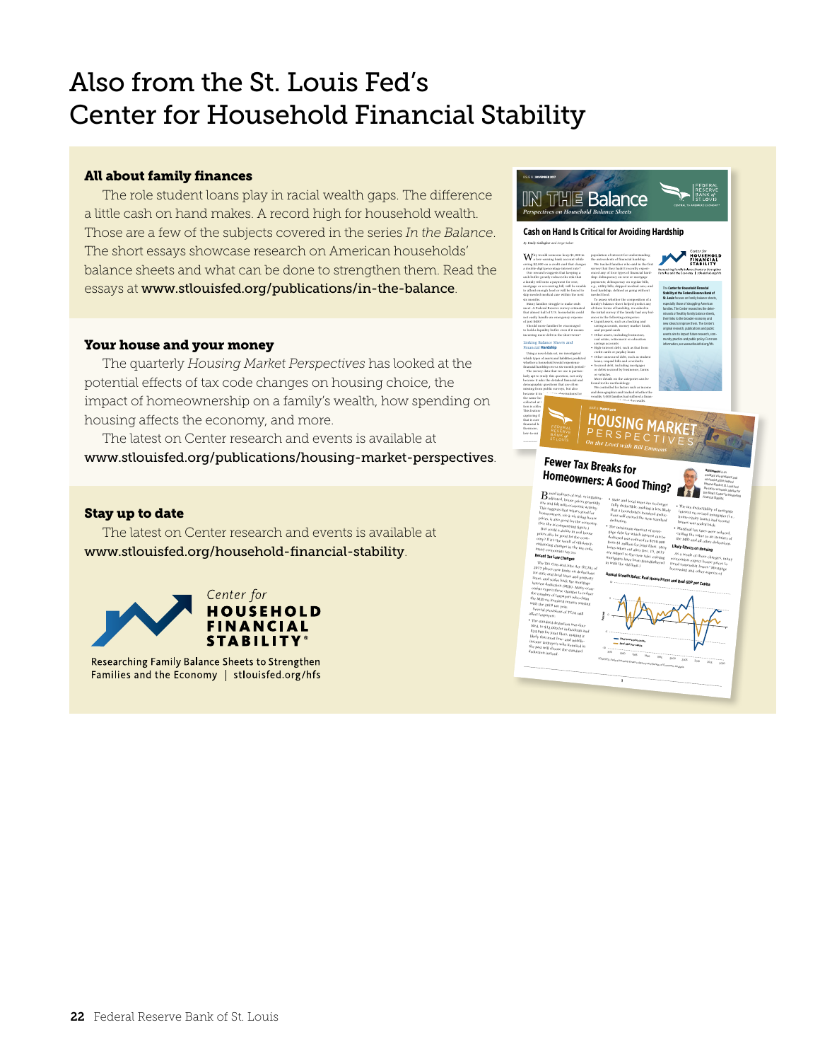# Also from the St. Louis Fed's Center for Household Financial Stability

**All about family finances**

The role student loans play in racial wealth gaps. The difference a little cash on hand makes. A record high for household wealth. Those are a few of the subjects covered in the series *In the Balance*. The short essays showcase research on American households' balance sheets and what can be done to strengthen them. Read the essays at www.stlouisfed.org/publications/in-the-balance.

**Your house and your money**

The quarterly *Housing Market Perspectives* has looked at the potential effects of tax code changes on housing choice, the impact of homeownership on a family's wealth, how spending on housing affects the economy, and more.

The latest on Center research and events is available at www.stlouisfed.org/publications/housing-market-perspectives.

**Stay up to date**

The latest on Center research and events is available at www.stlouisfed.org/household-financial-stability.

Center for HOUSEHOLD FINANCIAL STABILITY®

Researching Family Balance Sheets to Strengthen Families and the Economy | stlouisfed.org/hfs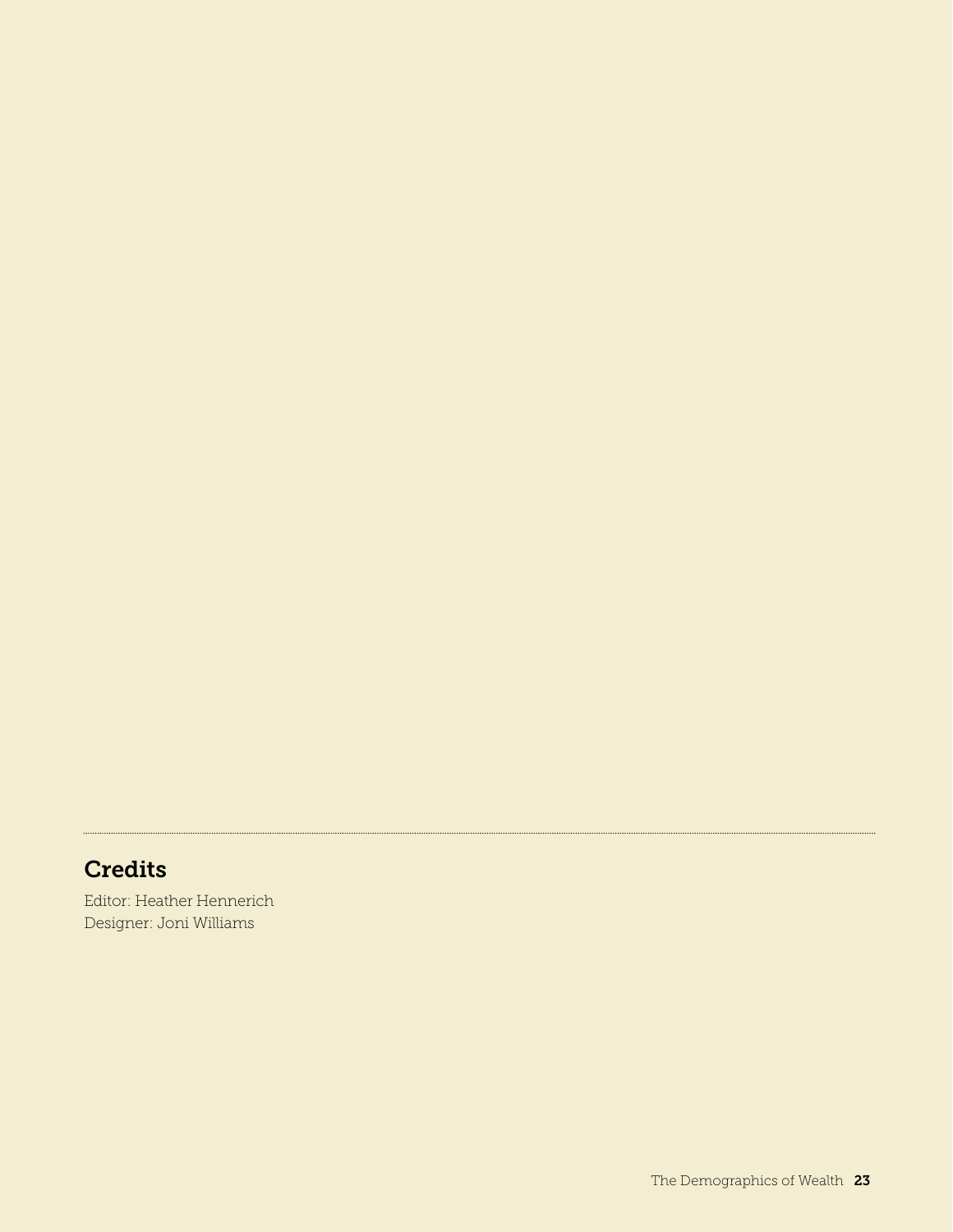## Credits

Editor: Heather Hennerich
Designer: Joni Williams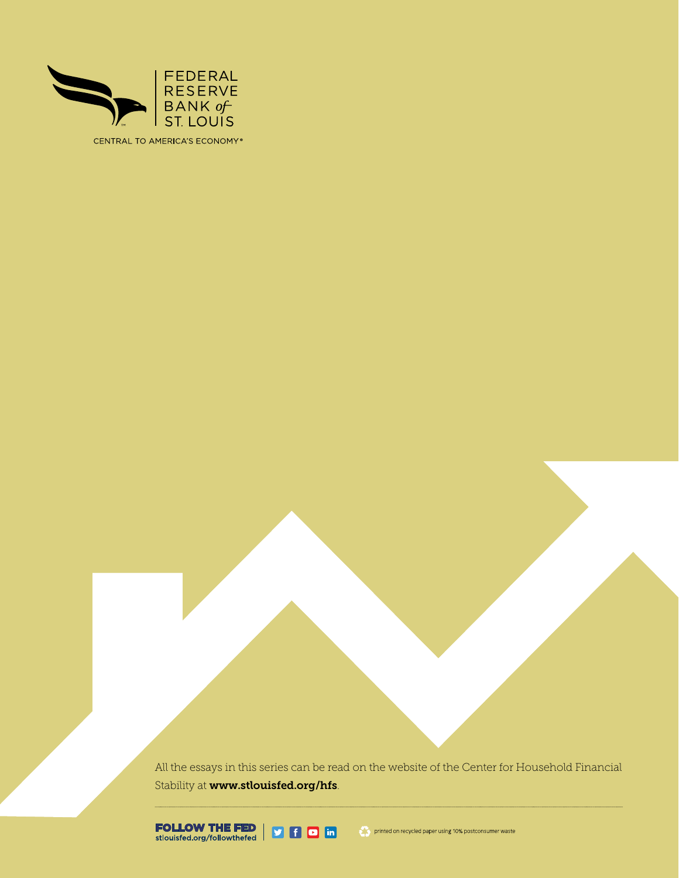FEDERAL RESERVE BANK *of* ST. LOUIS

CENTRAL TO AMERICA'S ECONOMY®

All the essays in this series can be read on the website of the Center for Household Financial Stability at **www.stlouisfed.org/hfs**.

**FOLLOW THE FED**
stlouisfed.org/followthefed

printed on recycled paper using 10% postconsumer waste